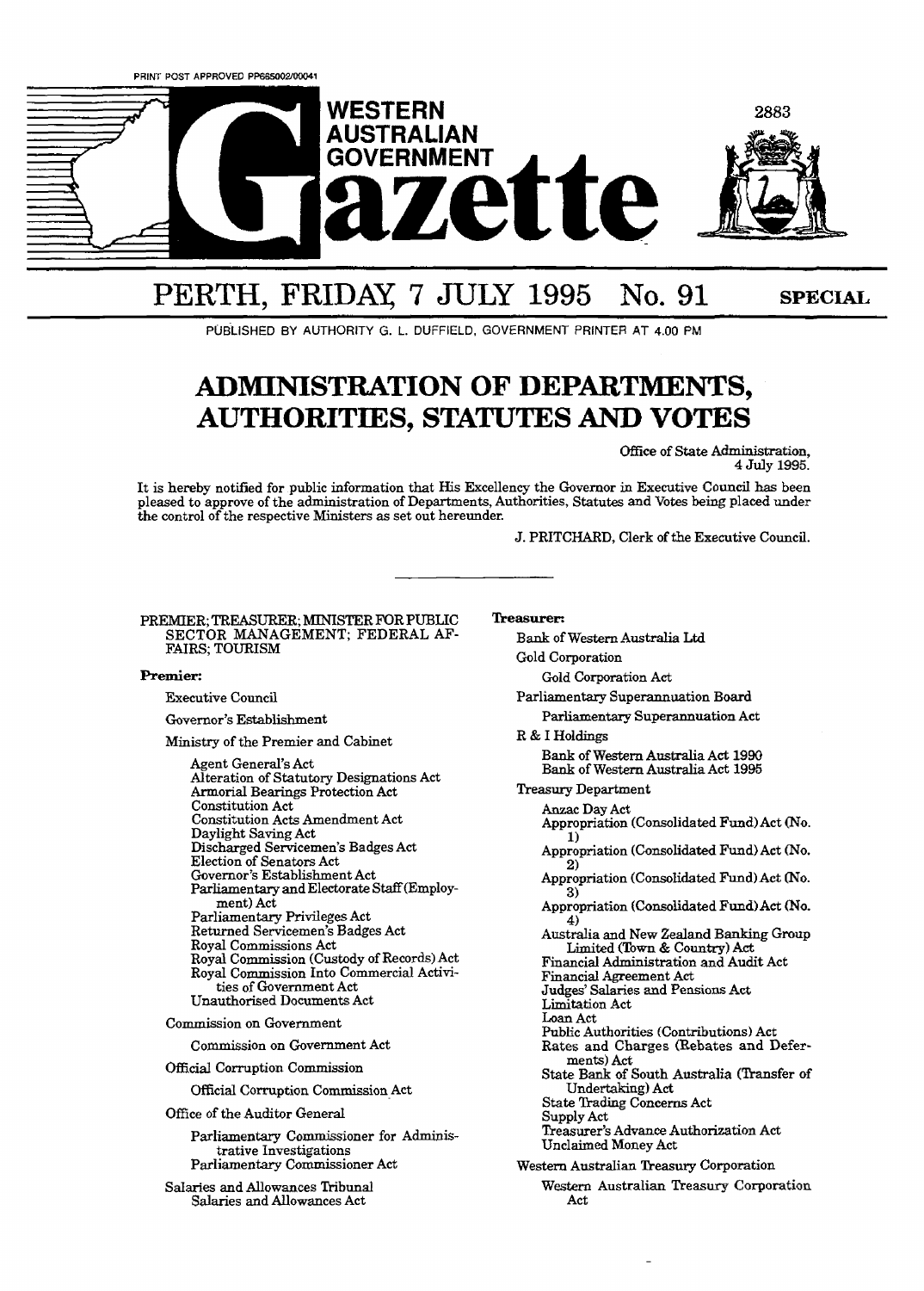PRINT POST APPROVED PP665002/00041

# WESTERN AUSTRALIAN GOVERNMENT Gazette

## PERTH, FRIDAY, 7 JULY 1995 No. 91 SPECIAL

PUBLISHED BY AUTHORITY G. L. DUFFIELD, GOVERNMENT PRINTER AT 4.00 PM

# ADMINISTRATION OF DEPARTMENTS, AUTHORITIES, STATUTES AND VOTES

Office of State Administration,
4 July 1995.

It is hereby notified for public information that His Excellency the Governor in Executive Council has been pleased to approve of the administration of Departments, Authorities, Statutes and Votes being placed under the control of the respective Ministers as set out hereunder.

J. PRITCHARD, Clerk of the Executive Council.

---

PREMIER; TREASURER; MINISTER FOR PUBLIC SECTOR MANAGEMENT; FEDERAL AFFAIRS; TOURISM

**Premier:**

Executive Council

Governor's Establishment

Ministry of the Premier and Cabinet

- Agent General's Act
- Alteration of Statutory Designations Act
- Armorial Bearings Protection Act
- Constitution Act
- Constitution Acts Amendment Act
- Daylight Saving Act
- Discharged Servicemen's Badges Act
- Election of Senators Act
- Governor's Establishment Act
- Parliamentary and Electorate Staff (Employment) Act
- Parliamentary Privileges Act
- Returned Servicemen's Badges Act
- Royal Commissions Act
- Royal Commission (Custody of Records) Act
- Royal Commission Into Commercial Activities of Government Act
- Unauthorised Documents Act

Commission on Government

- Commission on Government Act

Official Corruption Commission

- Official Corruption Commission Act

Office of the Auditor General

- Parliamentary Commissioner for Administrative Investigations
- Parliamentary Commissioner Act

Salaries and Allowances Tribunal

- Salaries and Allowances Act

**Treasurer:**

Bank of Western Australia Ltd

Gold Corporation

- Gold Corporation Act

Parliamentary Superannuation Board

- Parliamentary Superannuation Act

R & I Holdings

- Bank of Western Australia Act 1990
- Bank of Western Australia Act 1995

Treasury Department

- Anzac Day Act
- Appropriation (Consolidated Fund) Act (No. 1)
- Appropriation (Consolidated Fund) Act (No. 2)
- Appropriation (Consolidated Fund) Act (No. 3)
- Appropriation (Consolidated Fund) Act (No. 4)
- Australia and New Zealand Banking Group Limited (Town & Country) Act
- Financial Administration and Audit Act
- Financial Agreement Act
- Judges' Salaries and Pensions Act
- Limitation Act
- Loan Act
- Public Authorities (Contributions) Act
- Rates and Charges (Rebates and Deferments) Act
- State Bank of South Australia (Transfer of Undertaking) Act
- State Trading Concerns Act
- Supply Act
- Treasurer's Advance Authorization Act
- Unclaimed Money Act

Western Australian Treasury Corporation

- Western Australian Treasury Corporation Act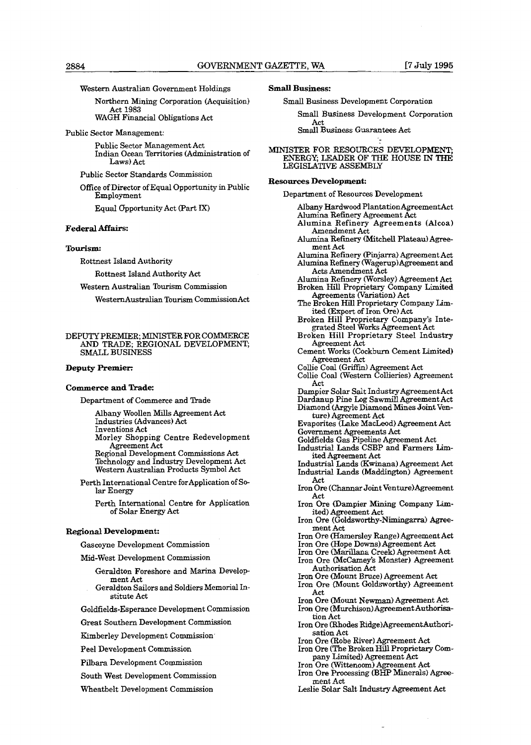Western Australian Government Holdings

Northern Mining Corporation (Acquisition) Act 1983
WAGH Financial Obligations Act

Public Sector Management:

Public Sector Management Act
Indian Ocean Territories (Administration of Laws) Act

Public Sector Standards Commission

Office of Director of Equal Opportunity in Public Employment

Equal Opportunity Act (Part IX)

**Federal Affairs:**

**Tourism:**

Rottnest Island Authority

Rottnest Island Authority Act

Western Australian Tourism Commission

Western Australian Tourism Commission Act

DEPUTY PREMIER; MINISTER FOR COMMERCE AND TRADE; REGIONAL DEVELOPMENT; SMALL BUSINESS

**Deputy Premier:**

**Commerce and Trade:**

Department of Commerce and Trade

Albany Woollen Mills Agreement Act
Industries (Advances) Act
Inventions Act
Morley Shopping Centre Redevelopment Agreement Act
Regional Development Commissions Act
Technology and Industry Development Act
Western Australian Products Symbol Act

Perth International Centre for Application of Solar Energy

Perth International Centre for Application of Solar Energy Act

**Regional Development:**

Gascoyne Development Commission

Mid-West Development Commission

Geraldton Foreshore and Marina Development Act
Geraldton Sailors and Soldiers Memorial Institute Act

Goldfields-Esperance Development Commission

Great Southern Development Commission

Kimberley Development Commission

Peel Development Commission

Pilbara Development Commission

South West Development Commission

Wheatbelt Development Commission

**Small Business:**

Small Business Development Corporation

Small Business Development Corporation Act
Small Business Guarantees Act

MINISTER FOR RESOURCES DEVELOPMENT; ENERGY; LEADER OF THE HOUSE IN THE LEGISLATIVE ASSEMBLY

**Resources Development:**

Department of Resources Development

Albany Hardwood Plantation Agreement Act
Alumina Refinery Agreement Act
Alumina Refinery Agreements (Alcoa) Amendment Act
Alumina Refinery (Mitchell Plateau) Agreement Act
Alumina Refinery (Pinjarra) Agreement Act
Alumina Refinery (Wagerup) Agreement and Acts Amendment Act
Alumina Refinery (Worsley) Agreement Act
Broken Hill Proprietary Company Limited Agreements (Variation) Act
The Broken Hill Proprietary Company Limited (Export of Iron Ore) Act
Broken Hill Proprietary Company's Integrated Steel Works Agreement Act
Broken Hill Proprietary Steel Industry Agreement Act
Cement Works (Cockburn Cement Limited) Agreement Act
Collie Coal (Griffin) Agreement Act
Collie Coal (Western Collieries) Agreement Act
Dampier Solar Salt Industry Agreement Act
Dardanup Pine Log Sawmill Agreement Act
Diamond (Argyle Diamond Mines Joint Venture) Agreement Act
Evaporites (Lake MacLeod) Agreement Act
Government Agreements Act
Goldfields Gas Pipeline Agreement Act
Industrial Lands CSBP and Farmers Limited Agreement Act
Industrial Lands (Kwinana) Agreement Act
Industrial Lands (Maddington) Agreement Act
Iron Ore (Channar Joint Venture) Agreement Act
Iron Ore (Dampier Mining Company Limited) Agreement Act
Iron Ore (Goldsworthy-Nimingarra) Agreement Act
Iron Ore (Hamersley Range) Agreement Act
Iron Ore (Hope Downs) Agreement Act
Iron Ore (Marillana Creek) Agreement Act
Iron Ore (McCamey's Monster) Agreement Authorisation Act
Iron Ore (Mount Bruce) Agreement Act
Iron Ore (Mount Goldsworthy) Agreement Act
Iron Ore (Mount Newman) Agreement Act
Iron Ore (Murchison) Agreement Authorisation Act
Iron Ore (Rhodes Ridge) Agreement Authorisation Act
Iron Ore (Robe River) Agreement Act
Iron Ore (The Broken Hill Proprietary Company Limited) Agreement Act
Iron Ore (Wittenoom) Agreement Act
Iron Ore Processing (BHP Minerals) Agreement Act
Leslie Solar Salt Industry Agreement Act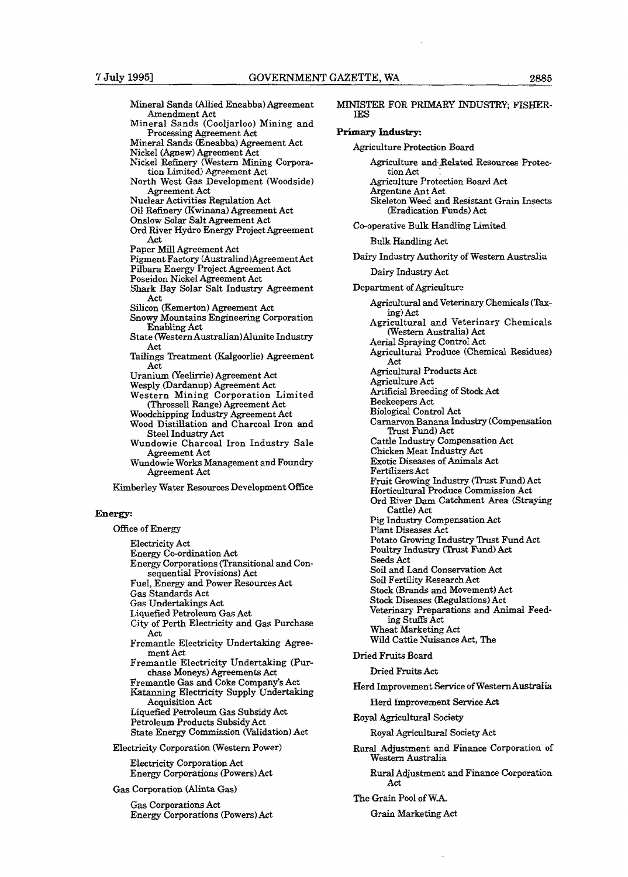Mineral Sands (Allied Eneabba) Agreement Amendment Act
Mineral Sands (Cooljarloo) Mining and Processing Agreement Act
Mineral Sands (Eneabba) Agreement Act
Nickel (Agnew) Agreement Act
Nickel Refinery (Western Mining Corporation Limited) Agreement Act
North West Gas Development (Woodside) Agreement Act
Nuclear Activities Regulation Act
Oil Refinery (Kwinana) Agreement Act
Onslow Solar Salt Agreement Act
Ord River Hydro Energy Project Agreement Act
Paper Mill Agreement Act
Pigment Factory (Australind) Agreement Act
Pilbara Energy Project Agreement Act
Poseidon Nickel Agreement Act
Shark Bay Solar Salt Industry Agreement Act
Silicon (Kemerton) Agreement Act
Snowy Mountains Engineering Corporation Enabling Act
State (Western Australian) Alunite Industry Act
Tailings Treatment (Kalgoorlie) Agreement Act
Uranium (Yeelirrie) Agreement Act
Wesply (Dardanup) Agreement Act
Western Mining Corporation Limited (Throssell Range) Agreement Act
Woodchipping Industry Agreement Act
Wood Distillation and Charcoal Iron and Steel Industry Act
Wundowie Charcoal Iron Industry Sale Agreement Act
Wundowie Works Management and Foundry Agreement Act

Kimberley Water Resources Development Office

**Energy:**

Office of Energy

Electricity Act
Energy Co-ordination Act
Energy Corporations (Transitional and Consequential Provisions) Act
Fuel, Energy and Power Resources Act
Gas Standards Act
Gas Undertakings Act
Liquefied Petroleum Gas Act
City of Perth Electricity and Gas Purchase Act
Fremantle Electricity Undertaking Agreement Act
Fremantle Electricity Undertaking (Purchase Moneys) Agreements Act
Fremantle Gas and Coke Company's Act
Katanning Electricity Supply Undertaking Acquisition Act
Liquefied Petroleum Gas Subsidy Act
Petroleum Products Subsidy Act
State Energy Commission (Validation) Act

Electricity Corporation (Western Power)

Electricity Corporation Act
Energy Corporations (Powers) Act

Gas Corporation (Alinta Gas)

Gas Corporations Act
Energy Corporations (Powers) Act

MINISTER FOR PRIMARY INDUSTRY; FISHERIES

**Primary Industry:**

Agriculture Protection Board

Agriculture and Related Resources Protection Act
Agriculture Protection Board Act
Argentine Ant Act
Skeleton Weed and Resistant Grain Insects (Eradication Funds) Act

Co-operative Bulk Handling Limited

Bulk Handling Act

Dairy Industry Authority of Western Australia

Dairy Industry Act

Department of Agriculture

Agricultural and Veterinary Chemicals (Taxing) Act
Agricultural and Veterinary Chemicals (Western Australia) Act
Aerial Spraying Control Act
Agricultural Produce (Chemical Residues) Act
Agricultural Products Act
Agriculture Act
Artificial Breeding of Stock Act
Beekeepers Act
Biological Control Act
Carnarvon Banana Industry (Compensation Trust Fund) Act
Cattle Industry Compensation Act
Chicken Meat Industry Act
Exotic Diseases of Animals Act
Fertilizers Act
Fruit Growing Industry (Trust Fund) Act
Horticultural Produce Commission Act
Ord River Dam Catchment Area (Straying Cattle) Act
Pig Industry Compensation Act
Plant Diseases Act
Potato Growing Industry Trust Fund Act
Poultry Industry (Trust Fund) Act
Seeds Act
Soil and Land Conservation Act
Soil Fertility Research Act
Stock (Brands and Movement) Act
Stock Diseases (Regulations) Act
Veterinary Preparations and Animal Feeding Stuffs Act
Wheat Marketing Act
Wild Cattle Nuisance Act, The

Dried Fruits Board

Dried Fruits Act

Herd Improvement Service of Western Australia

Herd Improvement Service Act

Royal Agricultural Society

Royal Agricultural Society Act

Rural Adjustment and Finance Corporation of Western Australia

Rural Adjustment and Finance Corporation Act

The Grain Pool of W.A.

Grain Marketing Act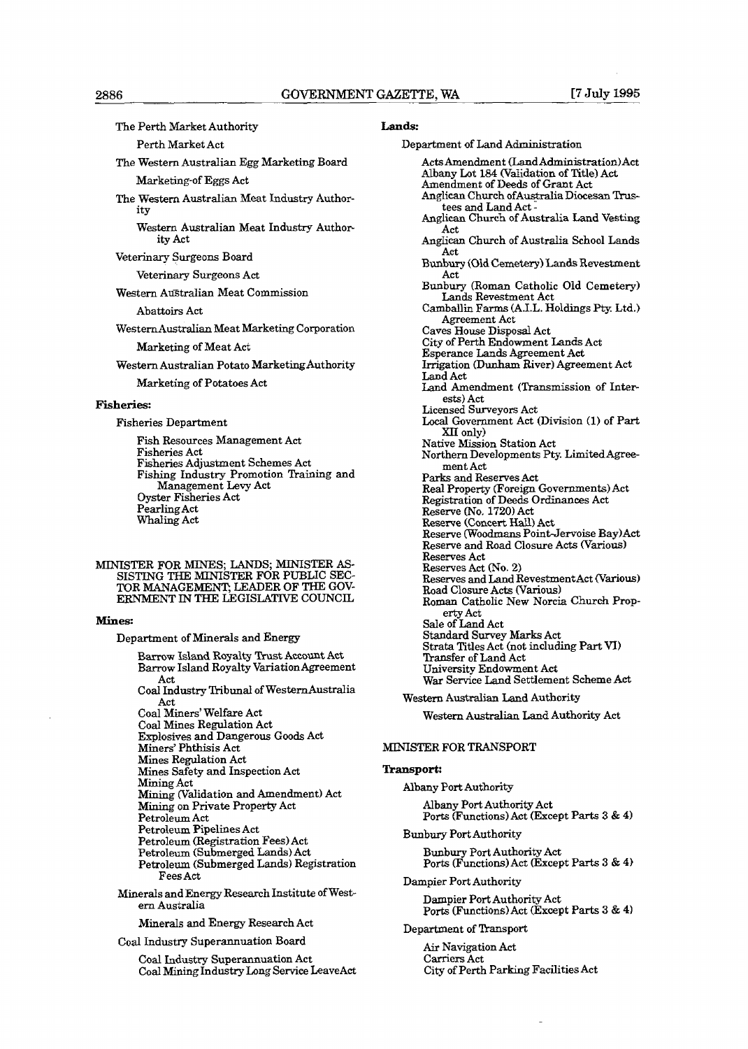The Perth Market Authority

Perth Market Act

The Western Australian Egg Marketing Board

Marketing of Eggs Act

The Western Australian Meat Industry Authority

Western Australian Meat Industry Authority Act

Veterinary Surgeons Board

Veterinary Surgeons Act

Western Australian Meat Commission

Abattoirs Act

Western Australian Meat Marketing Corporation

Marketing of Meat Act

Western Australian Potato Marketing Authority

Marketing of Potatoes Act

**Fisheries:**

Fisheries Department

Fish Resources Management Act
Fisheries Act
Fisheries Adjustment Schemes Act
Fishing Industry Promotion Training and Management Levy Act
Oyster Fisheries Act
Pearling Act
Whaling Act

MINISTER FOR MINES; LANDS; MINISTER ASSISTING THE MINISTER FOR PUBLIC SECTOR MANAGEMENT; LEADER OF THE GOVERNMENT IN THE LEGISLATIVE COUNCIL

**Mines:**

Department of Minerals and Energy

Barrow Island Royalty Trust Account Act
Barrow Island Royalty Variation Agreement Act
Coal Industry Tribunal of Western Australia Act
Coal Miners' Welfare Act
Coal Mines Regulation Act
Explosives and Dangerous Goods Act
Miners' Phthisis Act
Mines Regulation Act
Mines Safety and Inspection Act
Mining Act
Mining (Validation and Amendment) Act
Mining on Private Property Act
Petroleum Act
Petroleum Pipelines Act
Petroleum (Registration Fees) Act
Petroleum (Submerged Lands) Act
Petroleum (Submerged Lands) Registration Fees Act

Minerals and Energy Research Institute of Western Australia

Minerals and Energy Research Act

Coal Industry Superannuation Board

Coal Industry Superannuation Act
Coal Mining Industry Long Service Leave Act

**Lands:**

Department of Land Administration

Acts Amendment (Land Administration) Act
Albany Lot 184 (Validation of Title) Act
Amendment of Deeds of Grant Act
Anglican Church of Australia Diocesan Trustees and Land Act
Anglican Church of Australia Land Vesting Act
Anglican Church of Australia School Lands Act
Bunbury (Old Cemetery) Lands Revestment Act
Bunbury (Roman Catholic Old Cemetery) Lands Revestment Act
Camballin Farms (A.I.L. Holdings Pty. Ltd.) Agreement Act
Caves House Disposal Act
City of Perth Endowment Lands Act
Esperance Lands Agreement Act
Irrigation (Dunham River) Agreement Act
Land Act
Land Amendment (Transmission of Interests) Act
Licensed Surveyors Act
Local Government Act (Division (1) of Part XII only)
Native Mission Station Act
Northern Developments Pty. Limited Agreement Act
Parks and Reserves Act
Real Property (Foreign Governments) Act
Registration of Deeds Ordinances Act
Reserve (No. 1720) Act
Reserve (Concert Hall) Act
Reserve (Woodmans Point-Jervoise Bay) Act
Reserve and Road Closure Acts (Various)
Reserves Act
Reserves Act (No. 2)
Reserves and Land Revestment Act (Various)
Road Closure Acts (Various)
Roman Catholic New Norcia Church Property Act
Sale of Land Act
Standard Survey Marks Act
Strata Titles Act (not including Part VI)
Transfer of Land Act
University Endowment Act
War Service Land Settlement Scheme Act

Western Australian Land Authority

Western Australian Land Authority Act

MINISTER FOR TRANSPORT

**Transport:**

Albany Port Authority

Albany Port Authority Act
Ports (Functions) Act (Except Parts 3 & 4)

Bunbury Port Authority

Bunbury Port Authority Act
Ports (Functions) Act (Except Parts 3 & 4)

Dampier Port Authority

Dampier Port Authority Act
Ports (Functions) Act (Except Parts 3 & 4)

Department of Transport

Air Navigation Act
Carriers Act
City of Perth Parking Facilities Act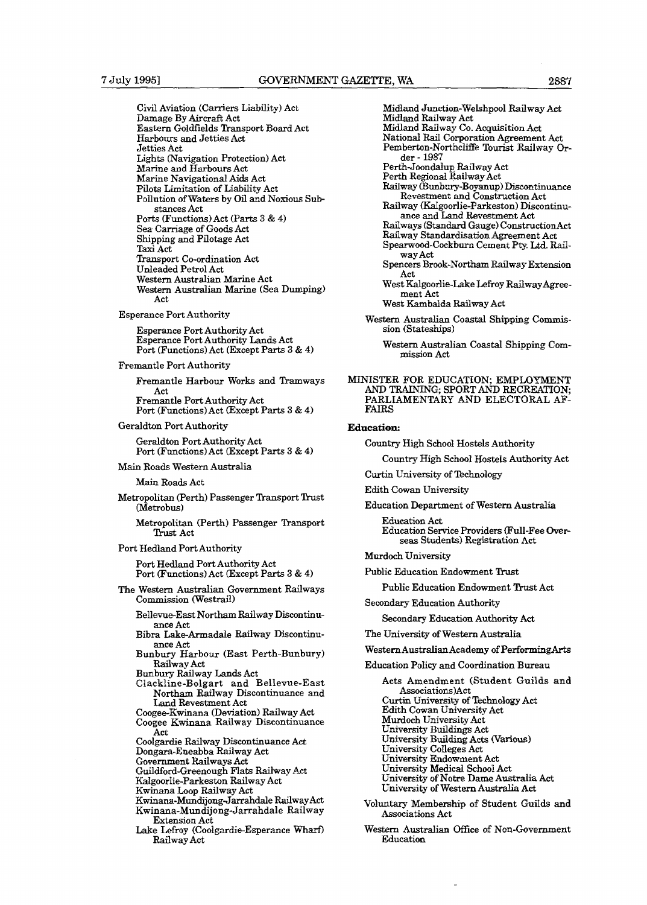Civil Aviation (Carriers Liability) Act
Damage By Aircraft Act
Eastern Goldfields Transport Board Act
Harbours and Jetties Act
Jetties Act
Lights (Navigation Protection) Act
Marine and Harbours Act
Marine Navigational Aids Act
Pilots Limitation of Liability Act
Pollution of Waters by Oil and Noxious Substances Act
Ports (Functions) Act (Parts 3 & 4)
Sea Carriage of Goods Act
Shipping and Pilotage Act
Taxi Act
Transport Co-ordination Act
Unleaded Petrol Act
Western Australian Marine Act
Western Australian Marine (Sea Dumping) Act

Esperance Port Authority

Esperance Port Authority Act
Esperance Port Authority Lands Act
Port (Functions) Act (Except Parts 3 & 4)

Fremantle Port Authority

Fremantle Harbour Works and Tramways Act
Fremantle Port Authority Act
Port (Functions) Act (Except Parts 3 & 4)

Geraldton Port Authority

Geraldton Port Authority Act
Port (Functions) Act (Except Parts 3 & 4)

Main Roads Western Australia

Main Roads Act

Metropolitan (Perth) Passenger Transport Trust (Metrobus)

Metropolitan (Perth) Passenger Transport Trust Act

Port Hedland Port Authority

Port Hedland Port Authority Act
Port (Functions) Act (Except Parts 3 & 4)

The Western Australian Government Railways Commission (Westrail)

Bellevue-East Northam Railway Discontinuance Act
Bibra Lake-Armadale Railway Discontinuance Act
Bunbury Harbour (East Perth-Bunbury) Railway Act
Bunbury Railway Lands Act
Clackline-Bolgart and Bellevue-East Northam Railway Discontinuance and Land Revestment Act
Coogee-Kwinana (Deviation) Railway Act
Coogee Kwinana Railway Discontinuance Act
Coolgardie Railway Discontinuance Act
Dongara-Eneabba Railway Act
Government Railways Act
Guildford-Greenough Flats Railway Act
Kalgoorlie-Parkeston Railway Act
Kwinana Loop Railway Act
Kwinana-Mundijong-Jarrahdale Railway Act
Kwinana-Mundijong-Jarrahdale Railway Extension Act
Lake Lefroy (Coolgardie-Esperance Wharf) Railway Act
Midland Junction-Welshpool Railway Act
Midland Railway Act
Midland Railway Co. Acquisition Act
National Rail Corporation Agreement Act
Pemberton-Northcliffe Tourist Railway Order - 1987
Perth-Joondalup Railway Act
Perth Regional Railway Act
Railway (Bunbury-Boyanup) Discontinuance Revestment and Construction Act
Railway (Kalgoorlie-Parkeston) Discontinuance and Land Revestment Act
Railways (Standard Gauge) Construction Act
Railway Standardisation Agreement Act
Spearwood-Cockburn Cement Pty. Ltd. Railway Act
Spencers Brook-Northam Railway Extension Act
West Kalgoorlie-Lake Lefroy Railway Agreement Act
West Kambalda Railway Act

Western Australian Coastal Shipping Commission (Stateships)

Western Australian Coastal Shipping Commission Act

MINISTER FOR EDUCATION; EMPLOYMENT AND TRAINING; SPORT AND RECREATION; PARLIAMENTARY AND ELECTORAL AFFAIRS

**Education:**

Country High School Hostels Authority

Country High School Hostels Authority Act

Curtin University of Technology

Edith Cowan University

Education Department of Western Australia

Education Act
Education Service Providers (Full-Fee Overseas Students) Registration Act

Murdoch University

Public Education Endowment Trust

Public Education Endowment Trust Act

Secondary Education Authority

Secondary Education Authority Act

The University of Western Australia

Western Australian Academy of Performing Arts

Education Policy and Coordination Bureau

Acts Amendment (Student Guilds and Associations) Act
Curtin University of Technology Act
Edith Cowan University Act
Murdoch University Act
University Buildings Act
University Building Acts (Various)
University Colleges Act
University Endowment Act
University Medical School Act
University of Notre Dame Australia Act
University of Western Australia Act

Voluntary Membership of Student Guilds and Associations Act

Western Australian Office of Non-Government Education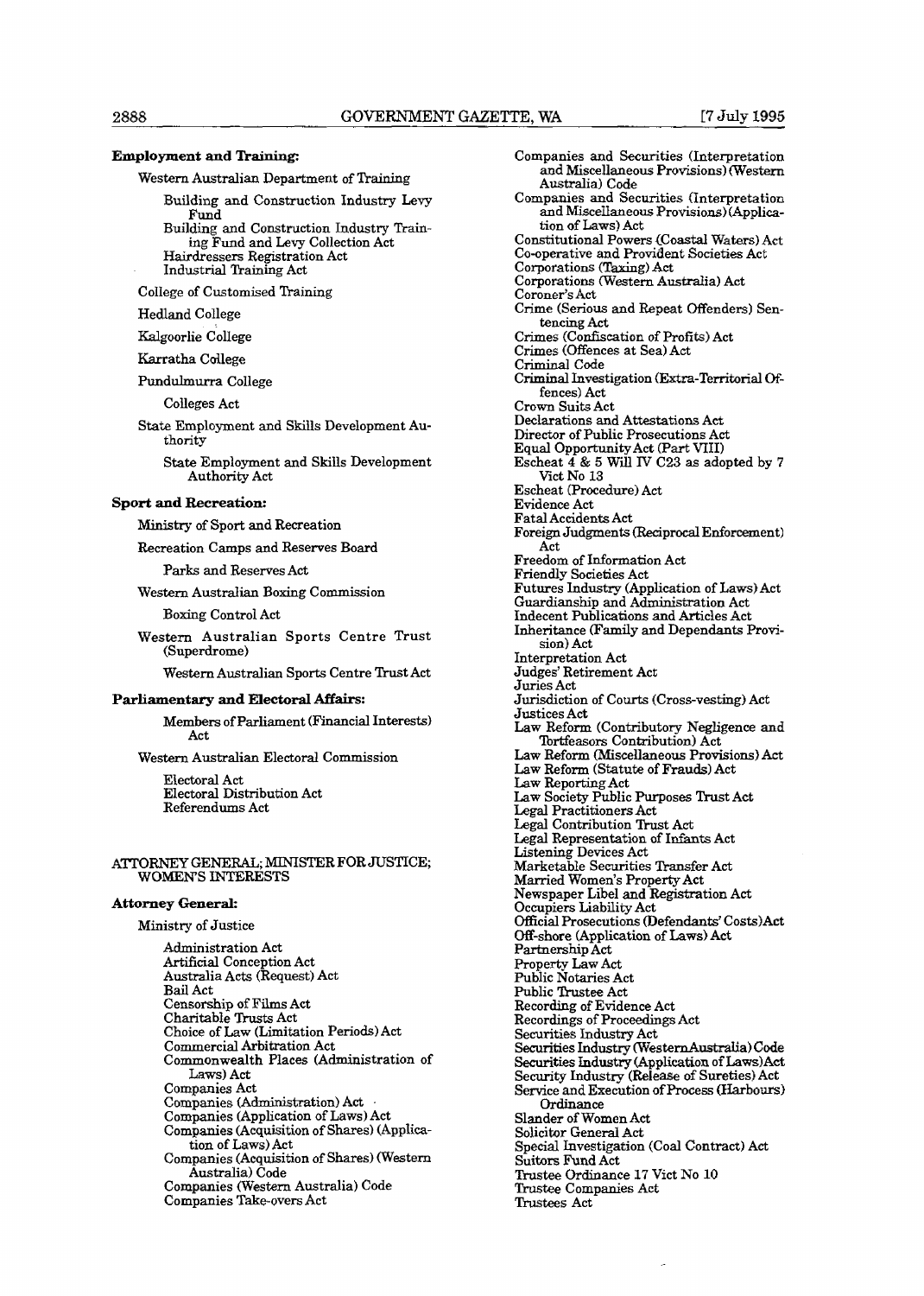**Employment and Training:**

Western Australian Department of Training

Building and Construction Industry Levy Fund
Building and Construction Industry Training Fund and Levy Collection Act
Hairdressers Registration Act
Industrial Training Act

College of Customised Training

Hedland College

Kalgoorlie College

Karratha College

Pundulmurra College

Colleges Act

State Employment and Skills Development Authority

State Employment and Skills Development Authority Act

**Sport and Recreation:**

Ministry of Sport and Recreation

Recreation Camps and Reserves Board

Parks and Reserves Act

Western Australian Boxing Commission

Boxing Control Act

Western Australian Sports Centre Trust (Superdrome)

Western Australian Sports Centre Trust Act

**Parliamentary and Electoral Affairs:**

Members of Parliament (Financial Interests) Act

Western Australian Electoral Commission

Electoral Act
Electoral Distribution Act
Referendums Act

ATTORNEY GENERAL; MINISTER FOR JUSTICE; WOMEN'S INTERESTS

**Attorney General:**

Ministry of Justice

Administration Act
Artificial Conception Act
Australia Acts (Request) Act
Bail Act
Censorship of Films Act
Charitable Trusts Act
Choice of Law (Limitation Periods) Act
Commercial Arbitration Act
Commonwealth Places (Administration of Laws) Act
Companies Act
Companies (Administration) Act
Companies (Application of Laws) Act
Companies (Acquisition of Shares) (Application of Laws) Act
Companies (Acquisition of Shares) (Western Australia) Code
Companies (Western Australia) Code
Companies Take-overs Act
Companies and Securities (Interpretation and Miscellaneous Provisions) (Western Australia) Code
Companies and Securities (Interpretation and Miscellaneous Provisions) (Application of Laws) Act
Constitutional Powers (Coastal Waters) Act
Co-operative and Provident Societies Act
Corporations (Taxing) Act
Corporations (Western Australia) Act
Coroner's Act
Crime (Serious and Repeat Offenders) Sentencing Act
Crimes (Confiscation of Profits) Act
Crimes (Offences at Sea) Act
Criminal Code
Criminal Investigation (Extra-Territorial Offences) Act
Crown Suits Act
Declarations and Attestations Act
Director of Public Prosecutions Act
Equal Opportunity Act (Part VIII)
Escheat 4 & 5 Will IV C23 as adopted by 7 Vict No 13
Escheat (Procedure) Act
Evidence Act
Fatal Accidents Act
Foreign Judgments (Reciprocal Enforcement) Act
Freedom of Information Act
Friendly Societies Act
Futures Industry (Application of Laws) Act
Guardianship and Administration Act
Indecent Publications and Articles Act
Inheritance (Family and Dependants Provision) Act
Interpretation Act
Judges' Retirement Act
Juries Act
Jurisdiction of Courts (Cross-vesting) Act
Justices Act
Law Reform (Contributory Negligence and Tortfeasors Contribution) Act
Law Reform (Miscellaneous Provisions) Act
Law Reform (Statute of Frauds) Act
Law Reporting Act
Law Society Public Purposes Trust Act
Legal Practitioners Act
Legal Contribution Trust Act
Legal Representation of Infants Act
Listening Devices Act
Marketable Securities Transfer Act
Married Women's Property Act
Newspaper Libel and Registration Act
Occupiers Liability Act
Official Prosecutions (Defendants' Costs) Act
Off-shore (Application of Laws) Act
Partnership Act
Property Law Act
Public Notaries Act
Public Trustee Act
Recording of Evidence Act
Recordings of Proceedings Act
Securities Industry Act
Securities Industry (Western Australia) Code
Securities Industry (Application of Laws) Act
Security Industry (Release of Sureties) Act
Service and Execution of Process (Harbours) Ordinance
Slander of Women Act
Solicitor General Act
Special Investigation (Coal Contract) Act
Suitors Fund Act
Trustee Ordinance 17 Vict No 10
Trustee Companies Act
Trustees Act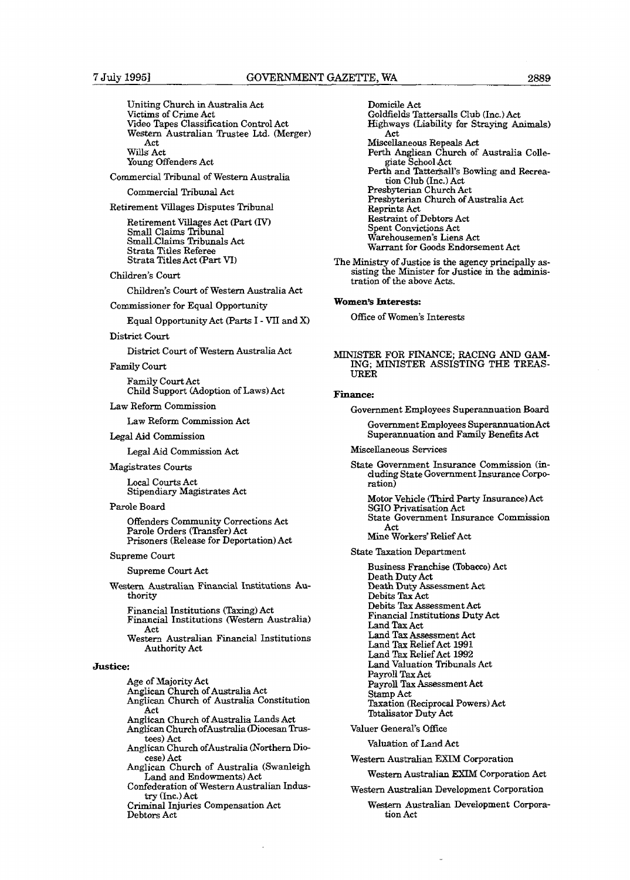Uniting Church in Australia Act
Victims of Crime Act
Video Tapes Classification Control Act
Western Australian Trustee Ltd. (Merger) Act
Wills Act
Young Offenders Act

Commercial Tribunal of Western Australia

Commercial Tribunal Act

Retirement Villages Disputes Tribunal

Retirement Villages Act (Part (IV)
Small Claims Tribunal
Small Claims Tribunals Act
Strata Titles Referee
Strata Titles Act (Part VI)

Children's Court

Children's Court of Western Australia Act

Commissioner for Equal Opportunity

Equal Opportunity Act (Parts I - VII and X)

District Court

District Court of Western Australia Act

Family Court

Family Court Act
Child Support (Adoption of Laws) Act

Law Reform Commission

Law Reform Commission Act

Legal Aid Commission

Legal Aid Commission Act

Magistrates Courts

Local Courts Act
Stipendiary Magistrates Act

Parole Board

Offenders Community Corrections Act
Parole Orders (Transfer) Act
Prisoners (Release for Deportation) Act

Supreme Court

Supreme Court Act

Western Australian Financial Institutions Authority

Financial Institutions (Taxing) Act
Financial Institutions (Western Australia) Act
Western Australian Financial Institutions Authority Act

**Justice:**

Age of Majority Act
Anglican Church of Australia Act
Anglican Church of Australia Constitution Act
Anglican Church of Australia Lands Act
Anglican Church of Australia (Diocesan Trustees) Act
Anglican Church of Australia (Northern Diocese) Act
Anglican Church of Australia (Swanleigh Land and Endowments) Act
Confederation of Western Australian Industry (Inc.) Act
Criminal Injuries Compensation Act
Debtors Act
Domicile Act
Goldfields Tattersalls Club (Inc.) Act
Highways (Liability for Straying Animals) Act
Miscellaneous Repeals Act
Perth Anglican Church of Australia Collegiate School Act
Perth and Tattersall's Bowling and Recreation Club (Inc.) Act
Presbyterian Church Act
Presbyterian Church of Australia Act
Reprints Act
Restraint of Debtors Act
Spent Convictions Act
Warehousemen's Liens Act
Warrant for Goods Endorsement Act

The Ministry of Justice is the agency principally assisting the Minister for Justice in the administration of the above Acts.

**Women's Interests:**

Office of Women's Interests

MINISTER FOR FINANCE; RACING AND GAMING; MINISTER ASSISTING THE TREASURER

**Finance:**

Government Employees Superannuation Board

Government Employees Superannuation Act
Superannuation and Family Benefits Act

Miscellaneous Services

State Government Insurance Commission (including State Government Insurance Corporation)

Motor Vehicle (Third Party Insurance) Act
SGIO Privatisation Act
State Government Insurance Commission Act
Mine Workers' Relief Act

State Taxation Department

Business Franchise (Tobacco) Act
Death Duty Act
Death Duty Assessment Act
Debits Tax Act
Debits Tax Assessment Act
Financial Institutions Duty Act
Land Tax Act
Land Tax Assessment Act
Land Tax Relief Act 1991
Land Tax Relief Act 1992
Land Valuation Tribunals Act
Payroll Tax Act
Payroll Tax Assessment Act
Stamp Act
Taxation (Reciprocal Powers) Act
Totalisator Duty Act

Valuer General's Office

Valuation of Land Act

Western Australian EXIM Corporation

Western Australian EXIM Corporation Act

Western Australian Development Corporation

Western Australian Development Corporation Act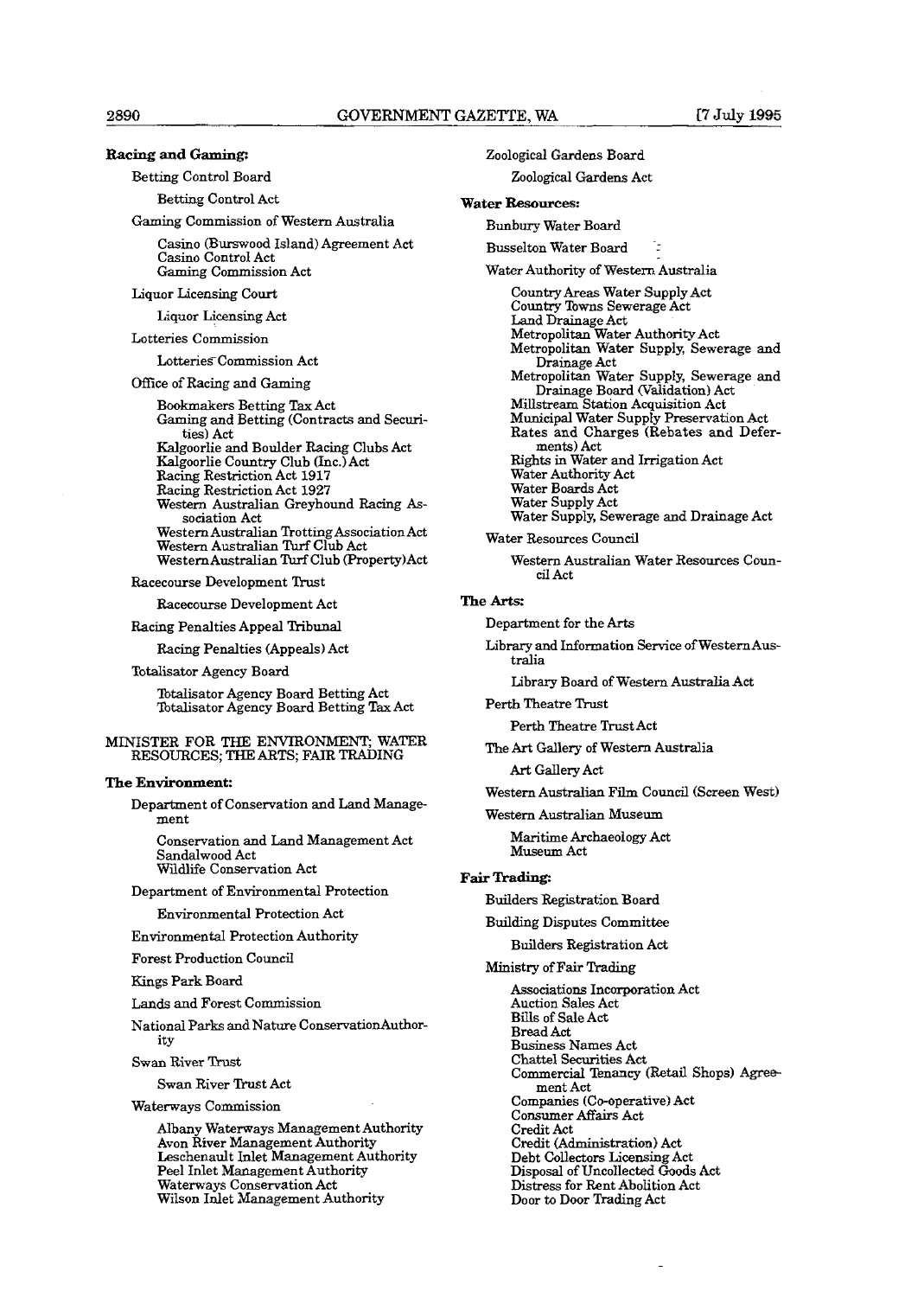**Racing and Gaming:**

Betting Control Board

Betting Control Act

Gaming Commission of Western Australia

Casino (Burswood Island) Agreement Act
Casino Control Act
Gaming Commission Act

Liquor Licensing Court

Liquor Licensing Act

Lotteries Commission

Lotteries Commission Act

Office of Racing and Gaming

Bookmakers Betting Tax Act
Gaming and Betting (Contracts and Securities) Act
Kalgoorlie and Boulder Racing Clubs Act
Kalgoorlie Country Club (Inc.) Act
Racing Restriction Act 1917
Racing Restriction Act 1927
Western Australian Greyhound Racing Association Act
Western Australian Trotting Association Act
Western Australian Turf Club Act
Western Australian Turf Club (Property) Act

Racecourse Development Trust

Racecourse Development Act

Racing Penalties Appeal Tribunal

Racing Penalties (Appeals) Act

Totalisator Agency Board

Totalisator Agency Board Betting Act
Totalisator Agency Board Betting Tax Act

MINISTER FOR THE ENVIRONMENT; WATER RESOURCES; THE ARTS; FAIR TRADING

**The Environment:**

Department of Conservation and Land Management

Conservation and Land Management Act
Sandalwood Act
Wildlife Conservation Act

Department of Environmental Protection

Environmental Protection Act

Environmental Protection Authority

Forest Production Council

Kings Park Board

Lands and Forest Commission

National Parks and Nature Conservation Authority

Swan River Trust

Swan River Trust Act

Waterways Commission

Albany Waterways Management Authority
Avon River Management Authority
Leschenault Inlet Management Authority
Peel Inlet Management Authority
Waterways Conservation Act
Wilson Inlet Management Authority

Zoological Gardens Board

Zoological Gardens Act

**Water Resources:**

Bunbury Water Board

Busselton Water Board

Water Authority of Western Australia

Country Areas Water Supply Act
Country Towns Sewerage Act
Land Drainage Act
Metropolitan Water Authority Act
Metropolitan Water Supply, Sewerage and Drainage Act
Metropolitan Water Supply, Sewerage and Drainage Board (Validation) Act
Millstream Station Acquisition Act
Municipal Water Supply Preservation Act
Rates and Charges (Rebates and Deferments) Act
Rights in Water and Irrigation Act
Water Authority Act
Water Boards Act
Water Supply Act
Water Supply, Sewerage and Drainage Act

Water Resources Council

Western Australian Water Resources Council Act

**The Arts:**

Department for the Arts

Library and Information Service of Western Australia

Library Board of Western Australia Act

Perth Theatre Trust

Perth Theatre Trust Act

The Art Gallery of Western Australia

Art Gallery Act

Western Australian Film Council (Screen West)

Western Australian Museum

Maritime Archaeology Act
Museum Act

**Fair Trading:**

Builders Registration Board

Building Disputes Committee

Builders Registration Act

Ministry of Fair Trading

Associations Incorporation Act
Auction Sales Act
Bills of Sale Act
Bread Act
Business Names Act
Chattel Securities Act
Commercial Tenancy (Retail Shops) Agreement Act
Companies (Co-operative) Act
Consumer Affairs Act
Credit Act
Credit (Administration) Act
Debt Collectors Licensing Act
Disposal of Uncollected Goods Act
Distress for Rent Abolition Act
Door to Door Trading Act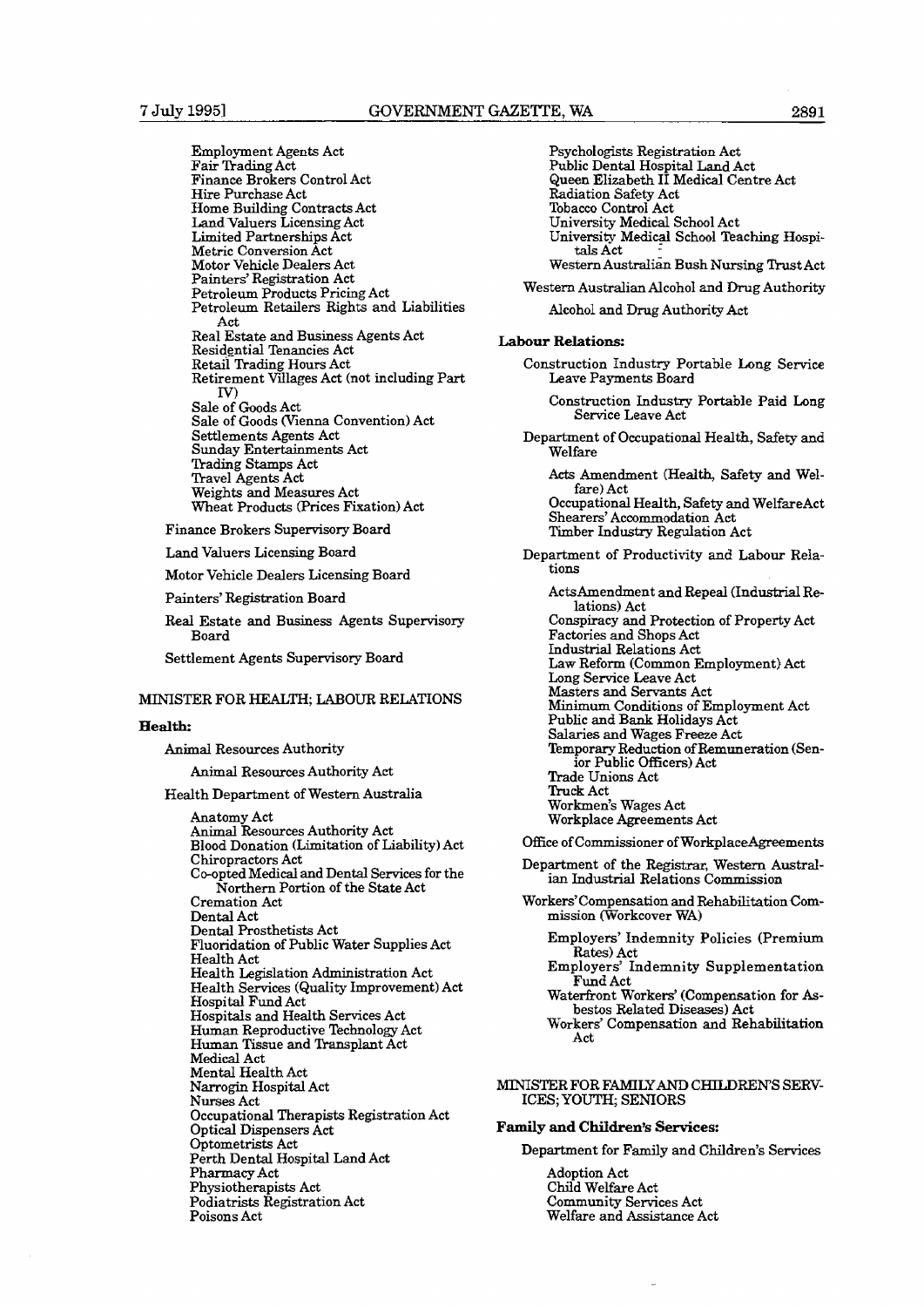Employment Agents Act
Fair Trading Act
Finance Brokers Control Act
Hire Purchase Act
Home Building Contracts Act
Land Valuers Licensing Act
Limited Partnerships Act
Metric Conversion Act
Motor Vehicle Dealers Act
Painters' Registration Act
Petroleum Products Pricing Act
Petroleum Retailers Rights and Liabilities Act
Real Estate and Business Agents Act
Residential Tenancies Act
Retail Trading Hours Act
Retirement Villages Act (not including Part IV)
Sale of Goods Act
Sale of Goods (Vienna Convention) Act
Settlements Agents Act
Sunday Entertainments Act
Trading Stamps Act
Travel Agents Act
Weights and Measures Act
Wheat Products (Prices Fixation) Act

Finance Brokers Supervisory Board

Land Valuers Licensing Board

Motor Vehicle Dealers Licensing Board

Painters' Registration Board

Real Estate and Business Agents Supervisory Board

Settlement Agents Supervisory Board

MINISTER FOR HEALTH; LABOUR RELATIONS

**Health:**

Animal Resources Authority

Animal Resources Authority Act

Health Department of Western Australia

Anatomy Act
Animal Resources Authority Act
Blood Donation (Limitation of Liability) Act
Chiropractors Act
Co-opted Medical and Dental Services for the Northern Portion of the State Act
Cremation Act
Dental Act
Dental Prosthetists Act
Fluoridation of Public Water Supplies Act
Health Act
Health Legislation Administration Act
Health Services (Quality Improvement) Act
Hospital Fund Act
Hospitals and Health Services Act
Human Reproductive Technology Act
Human Tissue and Transplant Act
Medical Act
Mental Health Act
Narrogin Hospital Act
Nurses Act
Occupational Therapists Registration Act
Optical Dispensers Act
Optometrists Act
Perth Dental Hospital Land Act
Pharmacy Act
Physiotherapists Act
Podiatrists Registration Act
Poisons Act
Psychologists Registration Act
Public Dental Hospital Land Act
Queen Elizabeth II Medical Centre Act
Radiation Safety Act
Tobacco Control Act
University Medical School Act
University Medical School Teaching Hospitals Act
Western Australian Bush Nursing Trust Act

Western Australian Alcohol and Drug Authority

Alcohol and Drug Authority Act

**Labour Relations:**

Construction Industry Portable Long Service Leave Payments Board

Construction Industry Portable Paid Long Service Leave Act

Department of Occupational Health, Safety and Welfare

Acts Amendment (Health, Safety and Welfare) Act
Occupational Health, Safety and Welfare Act
Shearers' Accommodation Act
Timber Industry Regulation Act

Department of Productivity and Labour Relations

Acts Amendment and Repeal (Industrial Relations) Act
Conspiracy and Protection of Property Act
Factories and Shops Act
Industrial Relations Act
Law Reform (Common Employment) Act
Long Service Leave Act
Masters and Servants Act
Minimum Conditions of Employment Act
Public and Bank Holidays Act
Salaries and Wages Freeze Act
Temporary Reduction of Remuneration (Senior Public Officers) Act
Trade Unions Act
Truck Act
Workmen's Wages Act
Workplace Agreements Act

Office of Commissioner of Workplace Agreements

Department of the Registrar, Western Australian Industrial Relations Commission

Workers' Compensation and Rehabilitation Commission (Workcover WA)

Employers' Indemnity Policies (Premium Rates) Act
Employers' Indemnity Supplementation Fund Act
Waterfront Workers' (Compensation for Asbestos Related Diseases) Act
Workers' Compensation and Rehabilitation Act

MINISTER FOR FAMILY AND CHILDREN'S SERVICES; YOUTH; SENIORS

**Family and Children's Services:**

Department for Family and Children's Services

Adoption Act
Child Welfare Act
Community Services Act
Welfare and Assistance Act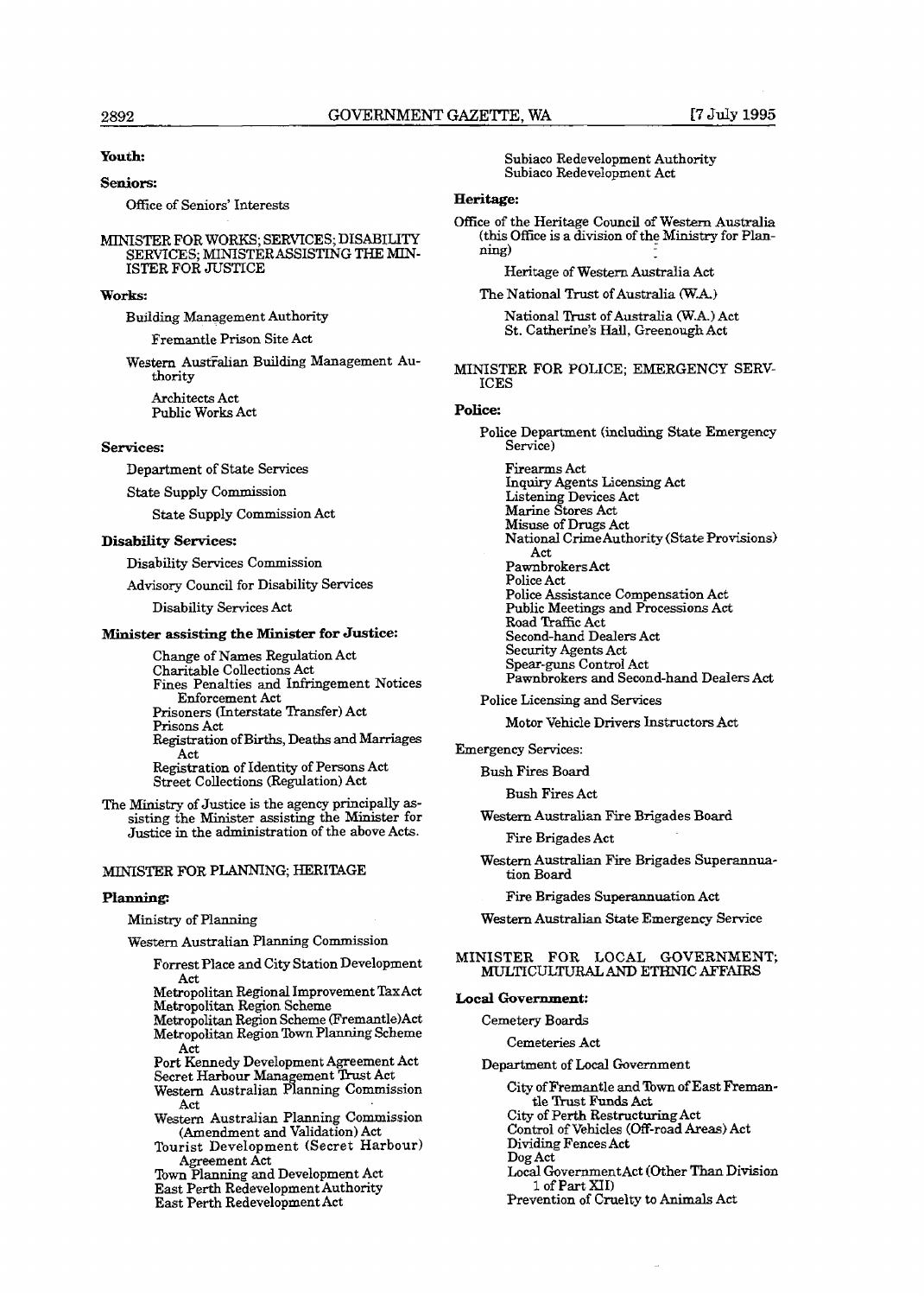**Youth:**

**Seniors:**

Office of Seniors' Interests

MINISTER FOR WORKS; SERVICES; DISABILITY SERVICES; MINISTER ASSISTING THE MINISTER FOR JUSTICE

**Works:**

Building Management Authority

Fremantle Prison Site Act

Western Australian Building Management Authority

Architects Act
Public Works Act

**Services:**

Department of State Services

State Supply Commission

State Supply Commission Act

**Disability Services:**

Disability Services Commission

Advisory Council for Disability Services

Disability Services Act

**Minister assisting the Minister for Justice:**

Change of Names Regulation Act
Charitable Collections Act
Fines Penalties and Infringement Notices Enforcement Act
Prisoners (Interstate Transfer) Act
Prisons Act
Registration of Births, Deaths and Marriages Act
Registration of Identity of Persons Act
Street Collections (Regulation) Act

The Ministry of Justice is the agency principally assisting the Minister assisting the Minister for Justice in the administration of the above Acts.

MINISTER FOR PLANNING; HERITAGE

**Planning:**

Ministry of Planning

Western Australian Planning Commission

Forrest Place and City Station Development Act
Metropolitan Regional Improvement Tax Act
Metropolitan Region Scheme
Metropolitan Region Scheme (Fremantle) Act
Metropolitan Region Town Planning Scheme Act
Port Kennedy Development Agreement Act
Secret Harbour Management Trust Act
Western Australian Planning Commission Act
Western Australian Planning Commission (Amendment and Validation) Act
Tourist Development (Secret Harbour) Agreement Act
Town Planning and Development Act
East Perth Redevelopment Authority
East Perth Redevelopment Act
Subiaco Redevelopment Authority
Subiaco Redevelopment Act

**Heritage:**

Office of the Heritage Council of Western Australia (this Office is a division of the Ministry for Planning)

Heritage of Western Australia Act

The National Trust of Australia (W.A.)

National Trust of Australia (W.A.) Act
St. Catherine's Hall, Greenough Act

MINISTER FOR POLICE; EMERGENCY SERVICES

**Police:**

Police Department (including State Emergency Service)

Firearms Act
Inquiry Agents Licensing Act
Listening Devices Act
Marine Stores Act
Misuse of Drugs Act
National Crime Authority (State Provisions) Act
Pawnbrokers Act
Police Act
Police Assistance Compensation Act
Public Meetings and Processions Act
Road Traffic Act
Second-hand Dealers Act
Security Agents Act
Spear-guns Control Act
Pawnbrokers and Second-hand Dealers Act

Police Licensing and Services

Motor Vehicle Drivers Instructors Act

Emergency Services:

Bush Fires Board

Bush Fires Act

Western Australian Fire Brigades Board

Fire Brigades Act

Western Australian Fire Brigades Superannuation Board

Fire Brigades Superannuation Act

Western Australian State Emergency Service

MINISTER FOR LOCAL GOVERNMENT; MULTICULTURAL AND ETHNIC AFFAIRS

**Local Government:**

Cemetery Boards

Cemeteries Act

Department of Local Government

City of Fremantle and Town of East Fremantle Trust Funds Act
City of Perth Restructuring Act
Control of Vehicles (Off-road Areas) Act
Dividing Fences Act
Dog Act
Local Government Act (Other Than Division 1 of Part XII)
Prevention of Cruelty to Animals Act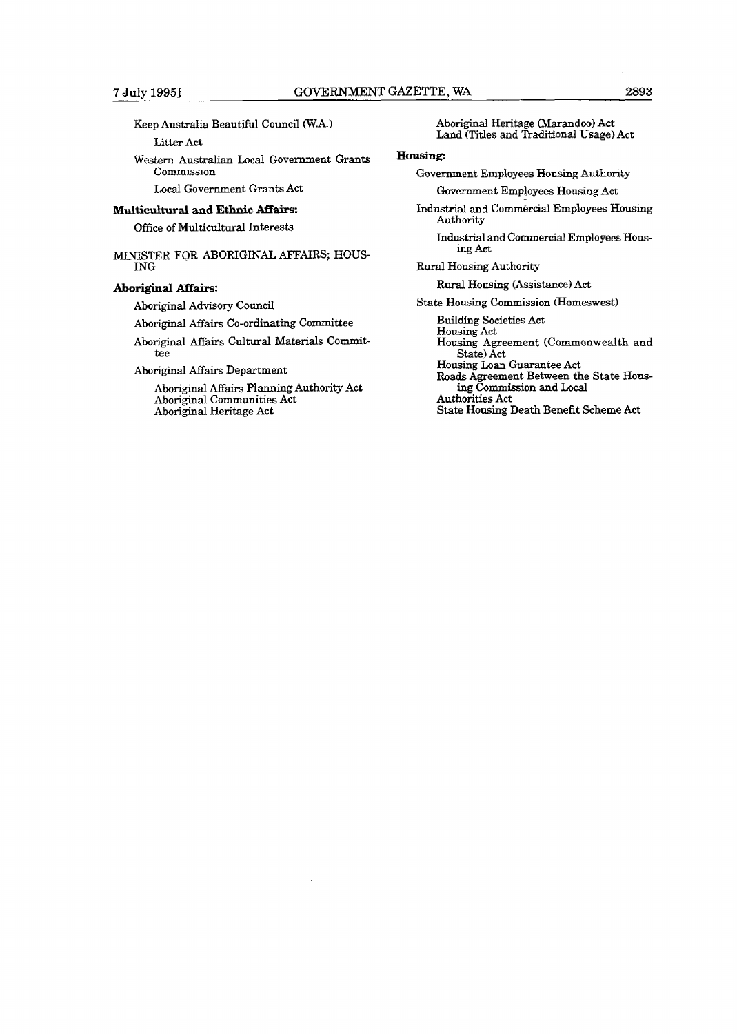Keep Australia Beautiful Council (W.A.)

Litter Act

Western Australian Local Government Grants Commission

Local Government Grants Act

**Multicultural and Ethnic Affairs:**

Office of Multicultural Interests

MINISTER FOR ABORIGINAL AFFAIRS; HOUSING

**Aboriginal Affairs:**

Aboriginal Advisory Council

Aboriginal Affairs Co-ordinating Committee

Aboriginal Affairs Cultural Materials Committee

Aboriginal Affairs Department

Aboriginal Affairs Planning Authority Act
Aboriginal Communities Act
Aboriginal Heritage Act
Aboriginal Heritage (Marandoo) Act
Land (Titles and Traditional Usage) Act

**Housing:**

Government Employees Housing Authority

Government Employees Housing Act

Industrial and Commercial Employees Housing Authority

Industrial and Commercial Employees Housing Act

Rural Housing Authority

Rural Housing (Assistance) Act

State Housing Commission (Homeswest)

Building Societies Act
Housing Act
Housing Agreement (Commonwealth and State) Act
Housing Loan Guarantee Act
Roads Agreement Between the State Housing Commission and Local
Authorities Act
State Housing Death Benefit Scheme Act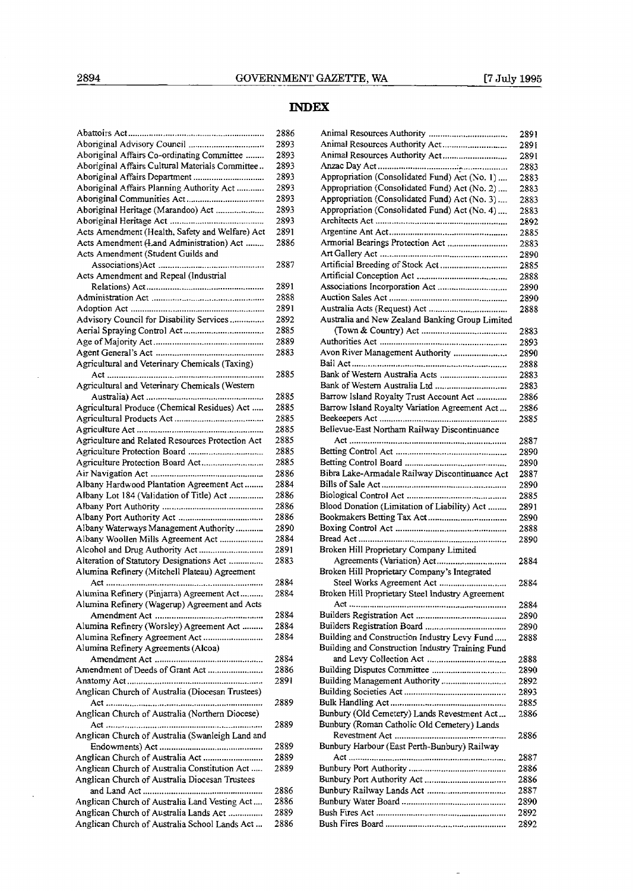# INDEX

| | |
|---|---|
| Abattoirs Act | 2886 |
| Aboriginal Advisory Council | 2893 |
| Aboriginal Affairs Co-ordinating Committee | 2893 |
| Aboriginal Affairs Cultural Materials Committee | 2893 |
| Aboriginal Affairs Department | 2893 |
| Aboriginal Affairs Planning Authority Act | 2893 |
| Aboriginal Communities Act | 2893 |
| Aboriginal Heritage (Marandoo) Act | 2893 |
| Aboriginal Heritage Act | 2893 |
| Acts Amendment (Health, Safety and Welfare) Act | 2891 |
| Acts Amendment (Land Administration) Act | 2886 |
| Acts Amendment (Student Guilds and Associations)Act | 2887 |
| Acts Amendment and Repeal (Industrial Relations) Act | 2891 |
| Administration Act | 2888 |
| Adoption Act | 2891 |
| Advisory Council for Disability Services | 2892 |
| Aerial Spraying Control Act | 2885 |
| Age of Majority Act | 2889 |
| Agent General's Act | 2883 |
| Agricultural and Veterinary Chemicals (Taxing) Act | 2885 |
| Agricultural and Veterinary Chemicals (Western Australia) Act | 2885 |
| Agricultural Produce (Chemical Residues) Act | 2885 |
| Agricultural Products Act | 2885 |
| Agriculture Act | 2885 |
| Agriculture and Related Resources Protection Act | 2885 |
| Agriculture Protection Board | 2885 |
| Agriculture Protection Board Act | 2885 |
| Air Navigation Act | 2886 |
| Albany Hardwood Plantation Agreement Act | 2884 |
| Albany Lot 184 (Validation of Title) Act | 2886 |
| Albany Port Authority | 2886 |
| Albany Port Authority Act | 2886 |
| Albany Waterways Management Authority | 2890 |
| Albany Woollen Mills Agreement Act | 2884 |
| Alcohol and Drug Authority Act | 2891 |
| Alteration of Statutory Designations Act | 2883 |
| Alumina Refinery (Mitchell Plateau) Agreement Act | 2884 |
| Alumina Refinery (Pinjarra) Agreement Act | 2884 |
| Alumina Refinery (Wagerup) Agreement and Acts Amendment Act | 2884 |
| Alumina Refinery (Worsley) Agreement Act | 2884 |
| Alumina Refinery Agreement Act | 2884 |
| Alumina Refinery Agreements (Alcoa) Amendment Act | 2884 |
| Amendment of Deeds of Grant Act | 2886 |
| Anatomy Act | 2891 |
| Anglican Church of Australia (Diocesan Trustees) Act | 2889 |
| Anglican Church of Australia (Northern Diocese) Act | 2889 |
| Anglican Church of Australia (Swanleigh Land and Endowments) Act | 2889 |
| Anglican Church of Australia Act | 2889 |
| Anglican Church of Australia Constitution Act | 2889 |
| Anglican Church of Australia Diocesan Trustees and Land Act | 2886 |
| Anglican Church of Australia Land Vesting Act | 2886 |
| Anglican Church of Australia Lands Act | 2889 |
| Anglican Church of Australia School Lands Act | 2886 |
| Animal Resources Authority | 2891 |
| Animal Resources Authority Act | 2891 |
| Animal Resources Authority Act | 2891 |
| Anzac Day Act | 2883 |
| Appropriation (Consolidated Fund) Act (No. 1) | 2883 |
| Appropriation (Consolidated Fund) Act (No. 2) | 2883 |
| Appropriation (Consolidated Fund) Act (No. 3) | 2883 |
| Appropriation (Consolidated Fund) Act (No. 4) | 2883 |
| Architects Act | 2892 |
| Argentine Ant Act | 2885 |
| Armorial Bearings Protection Act | 2883 |
| Art Gallery Act | 2890 |
| Artificial Breeding of Stock Act | 2885 |
| Artificial Conception Act | 2888 |
| Associations Incorporation Act | 2890 |
| Auction Sales Act | 2890 |
| Australia Acts (Request) Act | 2888 |
| Australia and New Zealand Banking Group Limited (Town & Country) Act | 2883 |
| Authorities Act | 2893 |
| Avon River Management Authority | 2890 |
| Bail Act | 2888 |
| Bank of Western Australia Acts | 2883 |
| Bank of Western Australia Ltd | 2883 |
| Barrow Island Royalty Trust Account Act | 2886 |
| Barrow Island Royalty Variation Agreement Act | 2886 |
| Beekeepers Act | 2885 |
| Bellevue-East Northam Railway Discontinuance Act | 2887 |
| Betting Control Act | 2890 |
| Betting Control Board | 2890 |
| Bibra Lake-Armadale Railway Discontinuance Act | 2887 |
| Bills of Sale Act | 2890 |
| Biological Control Act | 2885 |
| Blood Donation (Limitation of Liability) Act | 2891 |
| Bookmakers Betting Tax Act | 2890 |
| Boxing Control Act | 2888 |
| Bread Act | 2890 |
| Broken Hill Proprietary Company Limited Agreements (Variation) Act | 2884 |
| Broken Hill Proprietary Company's Integrated Steel Works Agreement Act | 2884 |
| Broken Hill Proprietary Steel Industry Agreement Act | 2884 |
| Builders Registration Act | 2890 |
| Builders Registration Board | 2890 |
| Building and Construction Industry Levy Fund | 2888 |
| Building and Construction Industry Training Fund and Levy Collection Act | 2888 |
| Building Disputes Committee | 2890 |
| Building Management Authority | 2892 |
| Building Societies Act | 2893 |
| Bulk Handling Act | 2885 |
| Bunbury (Old Cemetery) Lands Revestment Act | 2886 |
| Bunbury (Roman Catholic Old Cemetery) Lands Revestment Act | 2886 |
| Bunbury Harbour (East Perth-Bunbury) Railway Act | 2887 |
| Bunbury Port Authority | 2886 |
| Bunbury Port Authority Act | 2886 |
| Bunbury Railway Lands Act | 2887 |
| Bunbury Water Board | 2890 |
| Bush Fires Act | 2892 |
| Bush Fires Board | 2892 |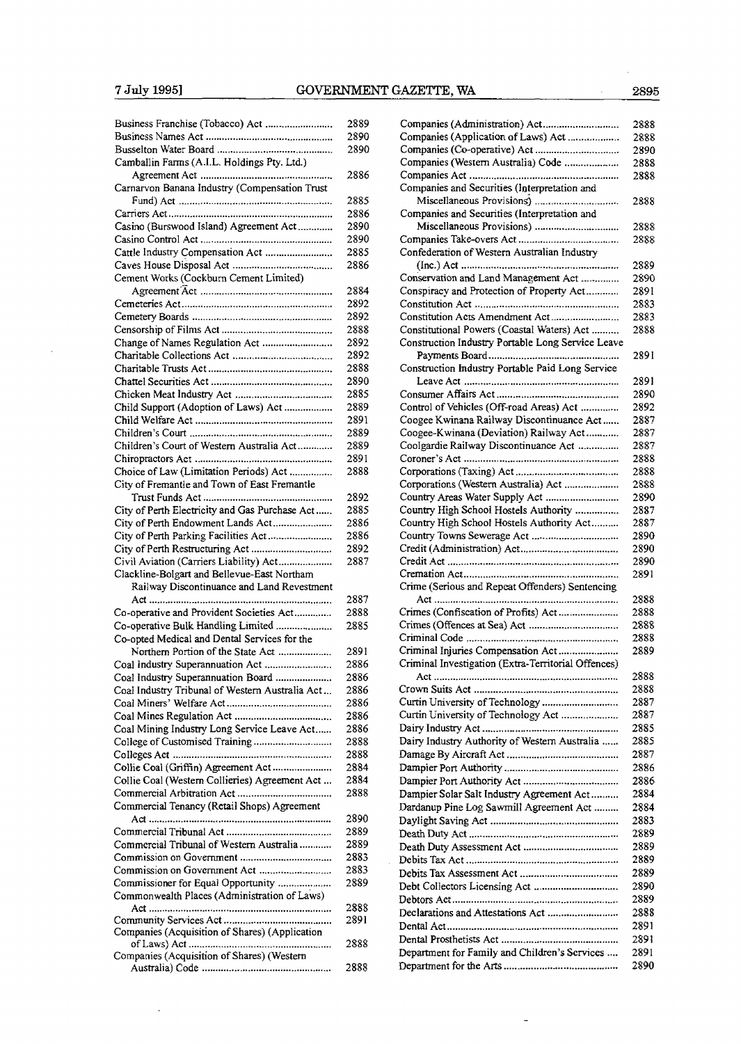| Title | Page |
|---|---|
| Business Franchise (Tobacco) Act | 2889 |
| Business Names Act | 2890 |
| Busselton Water Board | 2890 |
| Camballin Farms (A.I.L. Holdings Pty. Ltd.) Agreement Act | 2886 |
| Carnarvon Banana Industry (Compensation Trust Fund) Act | 2885 |
| Carriers Act | 2886 |
| Casino (Burswood Island) Agreement Act | 2890 |
| Casino Control Act | 2890 |
| Cattle Industry Compensation Act | 2885 |
| Caves House Disposal Act | 2886 |
| Cement Works (Cockburn Cement Limited) Agreement Act | 2884 |
| Cemeteries Act | 2892 |
| Cemetery Boards | 2892 |
| Censorship of Films Act | 2888 |
| Change of Names Regulation Act | 2892 |
| Charitable Collections Act | 2892 |
| Charitable Trusts Act | 2888 |
| Chattel Securities Act | 2890 |
| Chicken Meat Industry Act | 2885 |
| Child Support (Adoption of Laws) Act | 2889 |
| Child Welfare Act | 2891 |
| Children's Court | 2889 |
| Children's Court of Western Australia Act | 2889 |
| Chiropractors Act | 2891 |
| Choice of Law (Limitation Periods) Act | 2888 |
| City of Fremantle and Town of East Fremantle Trust Funds Act | 2892 |
| City of Perth Electricity and Gas Purchase Act | 2885 |
| City of Perth Endowment Lands Act | 2886 |
| City of Perth Parking Facilities Act | 2886 |
| City of Perth Restructuring Act | 2892 |
| Civil Aviation (Carriers Liability) Act | 2887 |
| Clackline-Bolgart and Bellevue-East Northam Railway Discontinuance and Land Revestment Act | 2887 |
| Co-operative and Provident Societies Act | 2888 |
| Co-operative Bulk Handling Limited | 2885 |
| Co-opted Medical and Dental Services for the Northern Portion of the State Act | 2891 |
| Coal Industry Superannuation Act | 2886 |
| Coal Industry Superannuation Board | 2886 |
| Coal Industry Tribunal of Western Australia Act | 2886 |
| Coal Miners' Welfare Act | 2886 |
| Coal Mines Regulation Act | 2886 |
| Coal Mining Industry Long Service Leave Act | 2886 |
| College of Customised Training | 2888 |
| Colleges Act | 2888 |
| Collie Coal (Griffin) Agreement Act | 2884 |
| Collie Coal (Western Collieries) Agreement Act | 2884 |
| Commercial Arbitration Act | 2888 |
| Commercial Tenancy (Retail Shops) Agreement Act | 2890 |
| Commercial Tribunal Act | 2889 |
| Commercial Tribunal of Western Australia | 2889 |
| Commission on Government | 2883 |
| Commission on Government Act | 2883 |
| Commissioner for Equal Opportunity | 2889 |
| Commonwealth Places (Administration of Laws) Act | 2888 |
| Community Services Act | 2891 |
| Companies (Acquisition of Shares) (Application of Laws) Act | 2888 |
| Companies (Acquisition of Shares) (Western Australia) Code | 2888 |
| Companies (Administration) Act | 2888 |
| Companies (Application of Laws) Act | 2888 |
| Companies (Co-operative) Act | 2890 |
| Companies (Western Australia) Code | 2888 |
| Companies Act | 2888 |
| Companies and Securities (Interpretation and Miscellaneous Provisions) | 2888 |
| Companies and Securities (Interpretation and Miscellaneous Provisions) | 2888 |
| Companies Take-overs Act | 2888 |
| Confederation of Western Australian Industry (Inc.) Act | 2889 |
| Conservation and Land Management Act | 2890 |
| Conspiracy and Protection of Property Act | 2891 |
| Constitution Act | 2883 |
| Constitution Acts Amendment Act | 2883 |
| Constitutional Powers (Coastal Waters) Act | 2888 |
| Construction Industry Portable Long Service Leave Payments Board | 2891 |
| Construction Industry Portable Paid Long Service Leave Act | 2891 |
| Consumer Affairs Act | 2890 |
| Control of Vehicles (Off-road Areas) Act | 2892 |
| Coogee Kwinana Railway Discontinuance Act | 2887 |
| Coogee-Kwinana (Deviation) Railway Act | 2887 |
| Coolgardie Railway Discontinuance Act | 2887 |
| Coroner's Act | 2888 |
| Corporations (Taxing) Act | 2888 |
| Corporations (Western Australia) Act | 2888 |
| Country Areas Water Supply Act | 2890 |
| Country High School Hostels Authority | 2887 |
| Country High School Hostels Authority Act | 2887 |
| Country Towns Sewerage Act | 2890 |
| Credit (Administration) Act | 2890 |
| Credit Act | 2890 |
| Cremation Act | 2891 |
| Crime (Serious and Repeat Offenders) Sentencing Act | 2888 |
| Crimes (Confiscation of Profits) Act | 2888 |
| Crimes (Offences at Sea) Act | 2888 |
| Criminal Code | 2888 |
| Criminal Injuries Compensation Act | 2889 |
| Criminal Investigation (Extra-Territorial Offences) Act | 2888 |
| Crown Suits Act | 2888 |
| Curtin University of Technology | 2887 |
| Curtin University of Technology Act | 2887 |
| Dairy Industry Act | 2885 |
| Dairy Industry Authority of Western Australia | 2885 |
| Damage By Aircraft Act | 2887 |
| Dampier Port Authority | 2886 |
| Dampier Port Authority Act | 2886 |
| Dampier Solar Salt Industry Agreement Act | 2884 |
| Dardanup Pine Log Sawmill Agreement Act | 2884 |
| Daylight Saving Act | 2883 |
| Death Duty Act | 2889 |
| Death Duty Assessment Act | 2889 |
| Debits Tax Act | 2889 |
| Debits Tax Assessment Act | 2889 |
| Debt Collectors Licensing Act | 2890 |
| Debtors Act | 2889 |
| Declarations and Attestations Act | 2888 |
| Dental Act | 2891 |
| Dental Prosthetists Act | 2891 |
| Department for Family and Children's Services | 2891 |
| Department for the Arts | 2890 |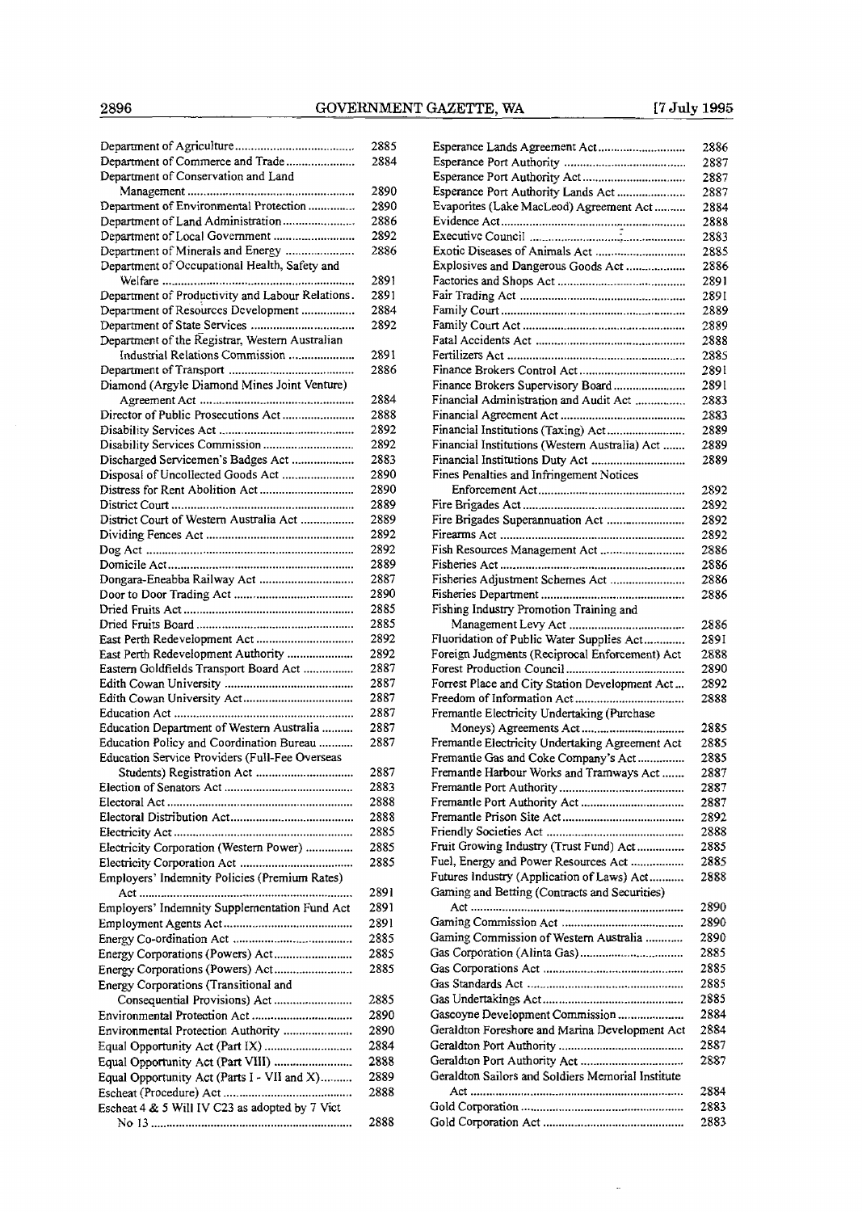| | |
|---|---|
| Department of Agriculture | 2885 |
| Department of Commerce and Trade | 2884 |
| Department of Conservation and Land Management | 2890 |
| Department of Environmental Protection | 2890 |
| Department of Land Administration | 2886 |
| Department of Local Government | 2892 |
| Department of Minerals and Energy | 2886 |
| Department of Occupational Health, Safety and Welfare | 2891 |
| Department of Productivity and Labour Relations | 2891 |
| Department of Resources Development | 2884 |
| Department of State Services | 2892 |
| Department of the Registrar, Western Australian Industrial Relations Commission | 2891 |
| Department of Transport | 2886 |
| Diamond (Argyle Diamond Mines Joint Venture) Agreement Act | 2884 |
| Director of Public Prosecutions Act | 2888 |
| Disability Services Act | 2892 |
| Disability Services Commission | 2892 |
| Discharged Servicemen's Badges Act | 2883 |
| Disposal of Uncollected Goods Act | 2890 |
| Distress for Rent Abolition Act | 2890 |
| District Court | 2889 |
| District Court of Western Australia Act | 2889 |
| Dividing Fences Act | 2892 |
| Dog Act | 2892 |
| Domicile Act | 2889 |
| Dongara-Eneabba Railway Act | 2887 |
| Door to Door Trading Act | 2890 |
| Dried Fruits Act | 2885 |
| Dried Fruits Board | 2885 |
| East Perth Redevelopment Act | 2892 |
| East Perth Redevelopment Authority | 2892 |
| Eastern Goldfields Transport Board Act | 2887 |
| Edith Cowan University | 2887 |
| Edith Cowan University Act | 2887 |
| Education Act | 2887 |
| Education Department of Western Australia | 2887 |
| Education Policy and Coordination Bureau | 2887 |
| Education Service Providers (Full-Fee Overseas Students) Registration Act | 2887 |
| Election of Senators Act | 2883 |
| Electoral Act | 2888 |
| Electoral Distribution Act | 2888 |
| Electricity Act | 2885 |
| Electricity Corporation (Western Power) | 2885 |
| Electricity Corporation Act | 2885 |
| Employers' Indemnity Policies (Premium Rates) Act | 2891 |
| Employers' Indemnity Supplementation Fund Act | 2891 |
| Employment Agents Act | 2891 |
| Energy Co-ordination Act | 2885 |
| Energy Corporations (Powers) Act | 2885 |
| Energy Corporations (Powers) Act | 2885 |
| Energy Corporations (Transitional and Consequential Provisions) Act | 2885 |
| Environmental Protection Act | 2890 |
| Environmental Protection Authority | 2890 |
| Equal Opportunity Act (Part IX) | 2884 |
| Equal Opportunity Act (Part VIII) | 2888 |
| Equal Opportunity Act (Parts I - VII and X) | 2889 |
| Escheat (Procedure) Act | 2888 |
| Escheat 4 & 5 Will IV C23 as adopted by 7 Vict No 13 | 2888 |
| Esperance Lands Agreement Act | 2886 |
| Esperance Port Authority | 2887 |
| Esperance Port Authority Act | 2887 |
| Esperance Port Authority Lands Act | 2887 |
| Evaporites (Lake MacLeod) Agreement Act | 2884 |
| Evidence Act | 2888 |
| Executive Council | 2883 |
| Exotic Diseases of Animals Act | 2885 |
| Explosives and Dangerous Goods Act | 2886 |
| Factories and Shops Act | 2891 |
| Fair Trading Act | 2891 |
| Family Court | 2889 |
| Family Court Act | 2889 |
| Fatal Accidents Act | 2888 |
| Fertilizers Act | 2885 |
| Finance Brokers Control Act | 2891 |
| Finance Brokers Supervisory Board | 2891 |
| Financial Administration and Audit Act | 2883 |
| Financial Agreement Act | 2883 |
| Financial Institutions (Taxing) Act | 2889 |
| Financial Institutions (Western Australia) Act | 2889 |
| Financial Institutions Duty Act | 2889 |
| Fines Penalties and Infringement Notices Enforcement Act | 2892 |
| Fire Brigades Act | 2892 |
| Fire Brigades Superannuation Act | 2892 |
| Firearms Act | 2892 |
| Fish Resources Management Act | 2886 |
| Fisheries Act | 2886 |
| Fisheries Adjustment Schemes Act | 2886 |
| Fisheries Department | 2886 |
| Fishing Industry Promotion Training and Management Levy Act | 2886 |
| Fluoridation of Public Water Supplies Act | 2891 |
| Foreign Judgments (Reciprocal Enforcement) Act | 2888 |
| Forest Production Council | 2890 |
| Forrest Place and City Station Development Act | 2892 |
| Freedom of Information Act | 2888 |
| Fremantle Electricity Undertaking (Purchase Moneys) Agreements Act | 2885 |
| Fremantle Electricity Undertaking Agreement Act | 2885 |
| Fremantle Gas and Coke Company's Act | 2885 |
| Fremantle Harbour Works and Tramways Act | 2887 |
| Fremantle Port Authority | 2887 |
| Fremantle Port Authority Act | 2887 |
| Fremantle Prison Site Act | 2892 |
| Friendly Societies Act | 2888 |
| Fruit Growing Industry (Trust Fund) Act | 2885 |
| Fuel, Energy and Power Resources Act | 2885 |
| Futures Industry (Application of Laws) Act | 2888 |
| Gaming and Betting (Contracts and Securities) Act | 2890 |
| Gaming Commission Act | 2890 |
| Gaming Commission of Western Australia | 2890 |
| Gas Corporation (Alinta Gas) | 2885 |
| Gas Corporations Act | 2885 |
| Gas Standards Act | 2885 |
| Gas Undertakings Act | 2885 |
| Gascoyne Development Commission | 2884 |
| Geraldton Foreshore and Marina Development Act | 2884 |
| Geraldton Port Authority | 2887 |
| Geraldton Port Authority Act | 2887 |
| Geraldton Sailors and Soldiers Memorial Institute Act | 2884 |
| Gold Corporation | 2883 |
| Gold Corporation Act | 2883 |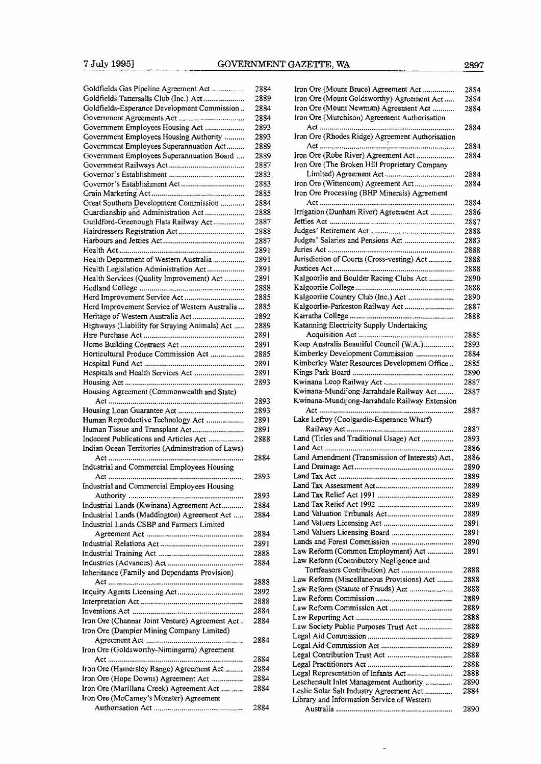| | |
|---|---|
| Goldfields Gas Pipeline Agreement Act | 2884 |
| Goldfields Tattersalls Club (Inc.) Act | 2889 |
| Goldfields-Esperance Development Commission | 2884 |
| Government Agreements Act | 2884 |
| Government Employees Housing Act | 2893 |
| Government Employees Housing Authority | 2893 |
| Government Employees Superannuation Act | 2889 |
| Government Employees Superannuation Board | 2889 |
| Government Railways Act | 2887 |
| Governor's Establishment | 2883 |
| Governor's Establishment Act | 2883 |
| Grain Marketing Act | 2885 |
| Great Southern Development Commission | 2884 |
| Guardianship and Administration Act | 2888 |
| Guildford-Greenough Flats Railway Act | 2887 |
| Hairdressers Registration Act | 2888 |
| Harbours and Jetties Act | 2887 |
| Health Act | 2891 |
| Health Department of Western Australia | 2891 |
| Health Legislation Administration Act | 2891 |
| Health Services (Quality Improvement) Act | 2891 |
| Hedland College | 2888 |
| Herd Improvement Service Act | 2885 |
| Herd Improvement Service of Western Australia | 2885 |
| Heritage of Western Australia Act | 2892 |
| Highways (Liability for Straying Animals) Act | 2889 |
| Hire Purchase Act | 2891 |
| Home Building Contracts Act | 2891 |
| Horticultural Produce Commission Act | 2885 |
| Hospital Fund Act | 2891 |
| Hospitals and Health Services Act | 2891 |
| Housing Act | 2893 |
| Housing Agreement (Commonwealth and State) Act | 2893 |
| Housing Loan Guarantee Act | 2893 |
| Human Reproductive Technology Act | 2891 |
| Human Tissue and Transplant Act | 2891 |
| Indecent Publications and Articles Act | 2888 |
| Indian Ocean Territories (Administration of Laws) Act | 2884 |
| Industrial and Commercial Employees Housing Act | 2893 |
| Industrial and Commercial Employees Housing Authority | 2893 |
| Industrial Lands (Kwinana) Agreement Act | 2884 |
| Industrial Lands (Maddington) Agreement Act | 2884 |
| Industrial Lands CSBP and Farmers Limited Agreement Act | 2884 |
| Industrial Relations Act | 2891 |
| Industrial Training Act | 2888 |
| Industries (Advances) Act | 2884 |
| Inheritance (Family and Dependants Provision) Act | 2888 |
| Inquiry Agents Licensing Act | 2892 |
| Interpretation Act | 2888 |
| Inventions Act | 2884 |
| Iron Ore (Channar Joint Venture) Agreement Act | 2884 |
| Iron Ore (Dampier Mining Company Limited) Agreement Act | 2884 |
| Iron Ore (Goldsworthy-Nimingarra) Agreement Act | 2884 |
| Iron Ore (Hamersley Range) Agreement Act | 2884 |
| Iron Ore (Hope Downs) Agreement Act | 2884 |
| Iron Ore (Marillana Creek) Agreement Act | 2884 |
| Iron Ore (McCamey's Monster) Agreement Authorisation Act | 2884 |
| Iron Ore (Mount Bruce) Agreement Act | 2884 |
| Iron Ore (Mount Goldsworthy) Agreement Act | 2884 |
| Iron Ore (Mount Newman) Agreement Act | 2884 |
| Iron Ore (Murchison) Agreement Authorisation Act | 2884 |
| Iron Ore (Rhodes Ridge) Agreement Authorisation Act | 2884 |
| Iron Ore (Robe River) Agreement Act | 2884 |
| Iron Ore (The Broken Hill Proprietary Company Limited) Agreement Act | 2884 |
| Iron Ore (Wittenoom) Agreement Act | 2884 |
| Iron Ore Processing (BHP Minerals) Agreement Act | 2884 |
| Irrigation (Dunham River) Agreement Act | 2886 |
| Jetties Act | 2887 |
| Judges' Retirement Act | 2888 |
| Judges' Salaries and Pensions Act | 2883 |
| Juries Act | 2888 |
| Jurisdiction of Courts (Cross-vesting) Act | 2888 |
| Justices Act | 2888 |
| Kalgoorlie and Boulder Racing Clubs Act | 2890 |
| Kalgoorlie College | 2888 |
| Kalgoorlie Country Club (Inc.) Act | 2890 |
| Kalgoorlie-Parkeston Railway Act | 2887 |
| Karratha College | 2888 |
| Katanning Electricity Supply Undertaking Acquisition Act | 2885 |
| Keep Australia Beautiful Council (W.A.) | 2893 |
| Kimberley Development Commission | 2884 |
| Kimberley Water Resources Development Office | 2885 |
| Kings Park Board | 2890 |
| Kwinana Loop Railway Act | 2887 |
| Kwinana-Mundijong-Jarrahdale Railway Act | 2887 |
| Kwinana-Mundijong-Jarrahdale Railway Extension Act | 2887 |
| Lake Lefroy (Coolgardie-Esperance Wharf) Railway Act | 2887 |
| Land (Titles and Traditional Usage) Act | 2893 |
| Land Act | 2886 |
| Land Amendment (Transmission of Interests) Act | 2886 |
| Land Drainage Act | 2890 |
| Land Tax Act | 2889 |
| Land Tax Assessment Act | 2889 |
| Land Tax Relief Act 1991 | 2889 |
| Land Tax Relief Act 1992 | 2889 |
| Land Valuation Tribunals Act | 2889 |
| Land Valuers Licensing Act | 2891 |
| Land Valuers Licensing Board | 2891 |
| Lands and Forest Commission | 2890 |
| Law Reform (Common Employment) Act | 2891 |
| Law Reform (Contributory Negligence and Tortfeasors Contribution) Act | 2888 |
| Law Reform (Miscellaneous Provisions) Act | 2888 |
| Law Reform (Statute of Frauds) Act | 2888 |
| Law Reform Commission | 2889 |
| Law Reform Commission Act | 2889 |
| Law Reporting Act | 2888 |
| Law Society Public Purposes Trust Act | 2888 |
| Legal Aid Commission | 2889 |
| Legal Aid Commission Act | 2889 |
| Legal Contribution Trust Act | 2888 |
| Legal Practitioners Act | 2888 |
| Legal Representation of Infants Act | 2888 |
| Leschenault Inlet Management Authority | 2890 |
| Leslie Solar Salt Industry Agreement Act | 2884 |
| Library and Information Service of Western Australia | 2890 |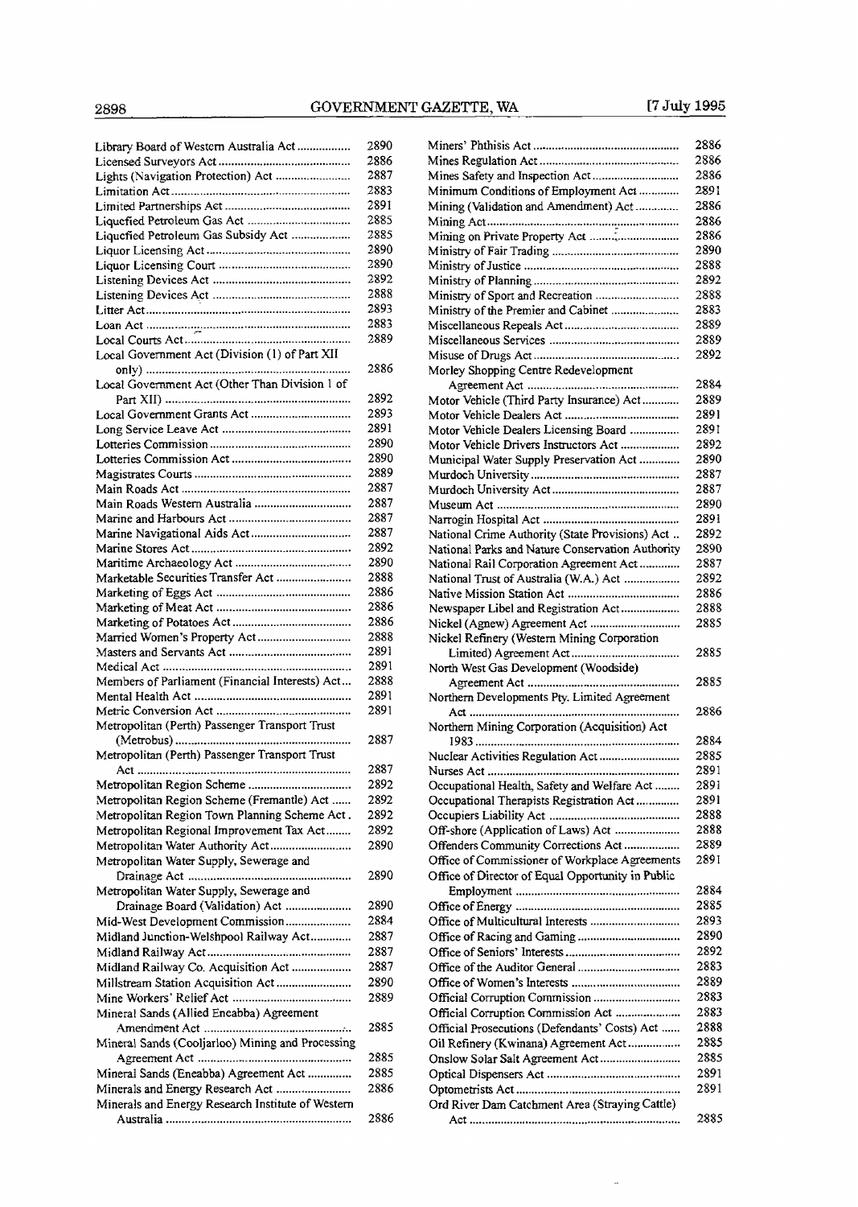| | |
|---|---|
| Library Board of Western Australia Act | 2890 |
| Licensed Surveyors Act | 2886 |
| Lights (Navigation Protection) Act | 2887 |
| Limitation Act | 2883 |
| Limited Partnerships Act | 2891 |
| Liquefied Petroleum Gas Act | 2885 |
| Liquefied Petroleum Gas Subsidy Act | 2885 |
| Liquor Licensing Act | 2890 |
| Liquor Licensing Court | 2890 |
| Listening Devices Act | 2892 |
| Listening Devices Act | 2888 |
| Litter Act | 2893 |
| Loan Act | 2883 |
| Local Courts Act | 2889 |
| Local Government Act (Division (1) of Part XII only) | 2886 |
| Local Government Act (Other Than Division 1 of Part XII) | 2892 |
| Local Government Grants Act | 2893 |
| Long Service Leave Act | 2891 |
| Lotteries Commission | 2890 |
| Lotteries Commission Act | 2890 |
| Magistrates Courts | 2889 |
| Main Roads Act | 2887 |
| Main Roads Western Australia | 2887 |
| Marine and Harbours Act | 2887 |
| Marine Navigational Aids Act | 2887 |
| Marine Stores Act | 2892 |
| Maritime Archaeology Act | 2890 |
| Marketable Securities Transfer Act | 2888 |
| Marketing of Eggs Act | 2886 |
| Marketing of Meat Act | 2886 |
| Marketing of Potatoes Act | 2886 |
| Married Women's Property Act | 2888 |
| Masters and Servants Act | 2891 |
| Medical Act | 2891 |
| Members of Parliament (Financial Interests) Act | 2888 |
| Mental Health Act | 2891 |
| Metric Conversion Act | 2891 |
| Metropolitan (Perth) Passenger Transport Trust (Metrobus) | 2887 |
| Metropolitan (Perth) Passenger Transport Trust Act | 2887 |
| Metropolitan Region Scheme | 2892 |
| Metropolitan Region Scheme (Fremantle) Act | 2892 |
| Metropolitan Region Town Planning Scheme Act | 2892 |
| Metropolitan Regional Improvement Tax Act | 2892 |
| Metropolitan Water Authority Act | 2890 |
| Metropolitan Water Supply, Sewerage and Drainage Act | 2890 |
| Metropolitan Water Supply, Sewerage and Drainage Board (Validation) Act | 2890 |
| Mid-West Development Commission | 2884 |
| Midland Junction-Welshpool Railway Act | 2887 |
| Midland Railway Act | 2887 |
| Midland Railway Co. Acquisition Act | 2887 |
| Millstream Station Acquisition Act | 2890 |
| Mine Workers' Relief Act | 2889 |
| Mineral Sands (Allied Eneabba) Agreement Amendment Act | 2885 |
| Mineral Sands (Cooljarloo) Mining and Processing Agreement Act | 2885 |
| Mineral Sands (Eneabba) Agreement Act | 2885 |
| Minerals and Energy Research Act | 2886 |
| Minerals and Energy Research Institute of Western Australia | 2886 |
| Miners' Phthisis Act | 2886 |
| Mines Regulation Act | 2886 |
| Mines Safety and Inspection Act | 2886 |
| Minimum Conditions of Employment Act | 2891 |
| Mining (Validation and Amendment) Act | 2886 |
| Mining Act | 2886 |
| Mining on Private Property Act | 2886 |
| Ministry of Fair Trading | 2890 |
| Ministry of Justice | 2888 |
| Ministry of Planning | 2892 |
| Ministry of Sport and Recreation | 2888 |
| Ministry of the Premier and Cabinet | 2883 |
| Miscellaneous Repeals Act | 2889 |
| Miscellaneous Services | 2889 |
| Misuse of Drugs Act | 2892 |
| Morley Shopping Centre Redevelopment Agreement Act | 2884 |
| Motor Vehicle (Third Party Insurance) Act | 2889 |
| Motor Vehicle Dealers Act | 2891 |
| Motor Vehicle Dealers Licensing Board | 2891 |
| Motor Vehicle Drivers Instructors Act | 2892 |
| Municipal Water Supply Preservation Act | 2890 |
| Murdoch University | 2887 |
| Murdoch University Act | 2887 |
| Museum Act | 2890 |
| Narrogin Hospital Act | 2891 |
| National Crime Authority (State Provisions) Act | 2892 |
| National Parks and Nature Conservation Authority | 2890 |
| National Rail Corporation Agreement Act | 2887 |
| National Trust of Australia (W.A.) Act | 2892 |
| Native Mission Station Act | 2886 |
| Newspaper Libel and Registration Act | 2888 |
| Nickel (Agnew) Agreement Act | 2885 |
| Nickel Refinery (Western Mining Corporation Limited) Agreement Act | 2885 |
| North West Gas Development (Woodside) Agreement Act | 2885 |
| Northern Developments Pty. Limited Agreement Act | 2886 |
| Northern Mining Corporation (Acquisition) Act 1983 | 2884 |
| Nuclear Activities Regulation Act | 2885 |
| Nurses Act | 2891 |
| Occupational Health, Safety and Welfare Act | 2891 |
| Occupational Therapists Registration Act | 2891 |
| Occupiers Liability Act | 2888 |
| Off-shore (Application of Laws) Act | 2888 |
| Offenders Community Corrections Act | 2889 |
| Office of Commissioner of Workplace Agreements | 2891 |
| Office of Director of Equal Opportunity in Public Employment | 2884 |
| Office of Energy | 2885 |
| Office of Multicultural Interests | 2893 |
| Office of Racing and Gaming | 2890 |
| Office of Seniors' Interests | 2892 |
| Office of the Auditor General | 2883 |
| Office of Women's Interests | 2889 |
| Official Corruption Commission | 2883 |
| Official Corruption Commission Act | 2883 |
| Official Prosecutions (Defendants' Costs) Act | 2888 |
| Oil Refinery (Kwinana) Agreement Act | 2885 |
| Onslow Solar Salt Agreement Act | 2885 |
| Optical Dispensers Act | 2891 |
| Optometrists Act | 2891 |
| Ord River Dam Catchment Area (Straying Cattle) Act | 2885 |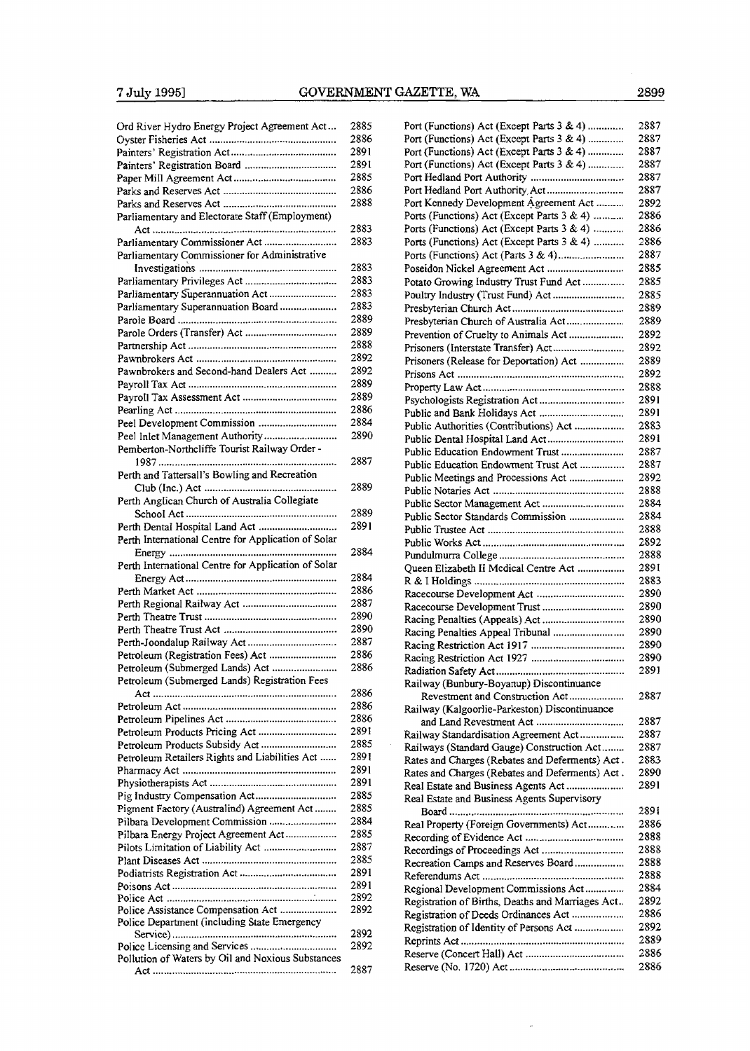| | |
|---|---|
| Ord River Hydro Energy Project Agreement Act | 2885 |
| Oyster Fisheries Act | 2886 |
| Painters' Registration Act | 2891 |
| Painters' Registration Board | 2891 |
| Paper Mill Agreement Act | 2885 |
| Parks and Reserves Act | 2886 |
| Parks and Reserves Act | 2888 |
| Parliamentary and Electorate Staff (Employment) Act | 2883 |
| Parliamentary Commissioner Act | 2883 |
| Parliamentary Commissioner for Administrative Investigations | 2883 |
| Parliamentary Privileges Act | 2883 |
| Parliamentary Superannuation Act | 2883 |
| Parliamentary Superannuation Board | 2883 |
| Parole Board | 2889 |
| Parole Orders (Transfer) Act | 2889 |
| Partnership Act | 2888 |
| Pawnbrokers Act | 2892 |
| Pawnbrokers and Second-hand Dealers Act | 2892 |
| Payroll Tax Act | 2889 |
| Payroll Tax Assessment Act | 2889 |
| Pearling Act | 2886 |
| Peel Development Commission | 2884 |
| Peel Inlet Management Authority | 2890 |
| Pemberton-Northcliffe Tourist Railway Order - 1987 | 2887 |
| Perth and Tattersall's Bowling and Recreation Club (Inc.) Act | 2889 |
| Perth Anglican Church of Australia Collegiate School Act | 2889 |
| Perth Dental Hospital Land Act | 2891 |
| Perth International Centre for Application of Solar Energy | 2884 |
| Perth International Centre for Application of Solar Energy Act | 2884 |
| Perth Market Act | 2886 |
| Perth Regional Railway Act | 2887 |
| Perth Theatre Trust | 2890 |
| Perth Theatre Trust Act | 2890 |
| Perth-Joondalup Railway Act | 2887 |
| Petroleum (Registration Fees) Act | 2886 |
| Petroleum (Submerged Lands) Act | 2886 |
| Petroleum (Submerged Lands) Registration Fees Act | 2886 |
| Petroleum Act | 2886 |
| Petroleum Pipelines Act | 2886 |
| Petroleum Products Pricing Act | 2891 |
| Petroleum Products Subsidy Act | 2885 |
| Petroleum Retailers Rights and Liabilities Act | 2891 |
| Pharmacy Act | 2891 |
| Physiotherapists Act | 2891 |
| Pig Industry Compensation Act | 2885 |
| Pigment Factory (Australind) Agreement Act | 2885 |
| Pilbara Development Commission | 2884 |
| Pilbara Energy Project Agreement Act | 2885 |
| Pilots Limitation of Liability Act | 2887 |
| Plant Diseases Act | 2885 |
| Podiatrists Registration Act | 2891 |
| Poisons Act | 2891 |
| Police Act | 2892 |
| Police Assistance Compensation Act | 2892 |
| Police Department (including State Emergency Service) | 2892 |
| Police Licensing and Services | 2892 |
| Pollution of Waters by Oil and Noxious Substances Act | 2887 |
| Port (Functions) Act (Except Parts 3 & 4) | 2887 |
| Port (Functions) Act (Except Parts 3 & 4) | 2887 |
| Port (Functions) Act (Except Parts 3 & 4) | 2887 |
| Port (Functions) Act (Except Parts 3 & 4) | 2887 |
| Port Hedland Port Authority | 2887 |
| Port Hedland Port Authority Act | 2887 |
| Port Kennedy Development Agreement Act | 2892 |
| Ports (Functions) Act (Except Parts 3 & 4) | 2886 |
| Ports (Functions) Act (Except Parts 3 & 4) | 2886 |
| Ports (Functions) Act (Except Parts 3 & 4) | 2886 |
| Ports (Functions) Act (Parts 3 & 4) | 2887 |
| Poseidon Nickel Agreement Act | 2885 |
| Potato Growing Industry Trust Fund Act | 2885 |
| Poultry Industry (Trust Fund) Act | 2885 |
| Presbyterian Church Act | 2889 |
| Presbyterian Church of Australia Act | 2889 |
| Prevention of Cruelty to Animals Act | 2892 |
| Prisoners (Interstate Transfer) Act | 2892 |
| Prisoners (Release for Deportation) Act | 2889 |
| Prisons Act | 2892 |
| Property Law Act | 2888 |
| Psychologists Registration Act | 2891 |
| Public and Bank Holidays Act | 2891 |
| Public Authorities (Contributions) Act | 2883 |
| Public Dental Hospital Land Act | 2891 |
| Public Education Endowment Trust | 2887 |
| Public Education Endowment Trust Act | 2887 |
| Public Meetings and Processions Act | 2892 |
| Public Notaries Act | 2888 |
| Public Sector Management Act | 2884 |
| Public Sector Standards Commission | 2884 |
| Public Trustee Act | 2888 |
| Public Works Act | 2892 |
| Pundulmurra College | 2888 |
| Queen Elizabeth II Medical Centre Act | 2891 |
| R & I Holdings | 2883 |
| Racecourse Development Act | 2890 |
| Racecourse Development Trust | 2890 |
| Racing Penalties (Appeals) Act | 2890 |
| Racing Penalties Appeal Tribunal | 2890 |
| Racing Restriction Act 1917 | 2890 |
| Racing Restriction Act 1927 | 2890 |
| Radiation Safety Act | 2891 |
| Railway (Bunbury-Boyanup) Discontinuance Revestment and Construction Act | 2887 |
| Railway (Kalgoorlie-Parkeston) Discontinuance and Land Revestment Act | 2887 |
| Railway Standardisation Agreement Act | 2887 |
| Railways (Standard Gauge) Construction Act | 2887 |
| Rates and Charges (Rebates and Deferments) Act | 2883 |
| Rates and Charges (Rebates and Deferments) Act | 2890 |
| Real Estate and Business Agents Act | 2891 |
| Real Estate and Business Agents Supervisory Board | 2891 |
| Real Property (Foreign Governments) Act | 2886 |
| Recording of Evidence Act | 2888 |
| Recordings of Proceedings Act | 2888 |
| Recreation Camps and Reserves Board | 2888 |
| Referendums Act | 2888 |
| Regional Development Commissions Act | 2884 |
| Registration of Births, Deaths and Marriages Act | 2892 |
| Registration of Deeds Ordinances Act | 2886 |
| Registration of Identity of Persons Act | 2892 |
| Reprints Act | 2889 |
| Reserve (Concert Hall) Act | 2886 |
| Reserve (No. 1720) Act | 2886 |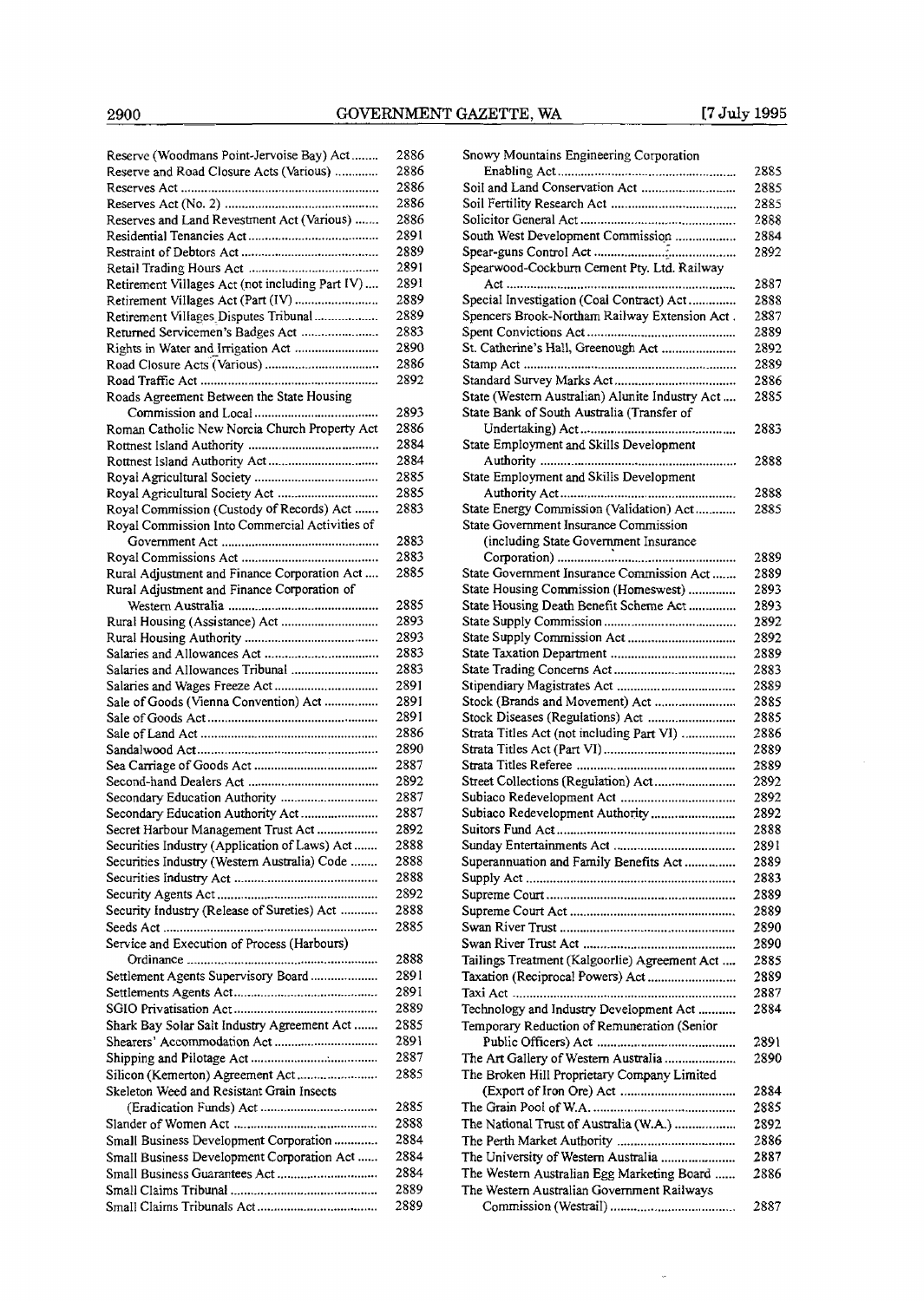| | |
|---|---|
| Reserve (Woodmans Point-Jervoise Bay) Act | 2886 |
| Reserve and Road Closure Acts (Various) | 2886 |
| Reserves Act | 2886 |
| Reserves Act (No. 2) | 2886 |
| Reserves and Land Revestment Act (Various) | 2886 |
| Residential Tenancies Act | 2891 |
| Restraint of Debtors Act | 2889 |
| Retail Trading Hours Act | 2891 |
| Retirement Villages Act (not including Part IV) | 2891 |
| Retirement Villages Act (Part (IV) | 2889 |
| Retirement Villages Disputes Tribunal | 2889 |
| Returned Servicemen's Badges Act | 2883 |
| Rights in Water and Irrigation Act | 2890 |
| Road Closure Acts (Various) | 2886 |
| Road Traffic Act | 2892 |
| Roads Agreement Between the State Housing Commission and Local | 2893 |
| Roman Catholic New Norcia Church Property Act | 2886 |
| Rottnest Island Authority | 2884 |
| Rottnest Island Authority Act | 2884 |
| Royal Agricultural Society | 2885 |
| Royal Agricultural Society Act | 2885 |
| Royal Commission (Custody of Records) Act | 2883 |
| Royal Commission Into Commercial Activities of Government Act | 2883 |
| Royal Commissions Act | 2883 |
| Rural Adjustment and Finance Corporation Act | 2885 |
| Rural Adjustment and Finance Corporation of Western Australia | 2885 |
| Rural Housing (Assistance) Act | 2893 |
| Rural Housing Authority | 2893 |
| Salaries and Allowances Act | 2883 |
| Salaries and Allowances Tribunal | 2883 |
| Salaries and Wages Freeze Act | 2891 |
| Sale of Goods (Vienna Convention) Act | 2891 |
| Sale of Goods Act | 2891 |
| Sale of Land Act | 2886 |
| Sandalwood Act | 2890 |
| Sea Carriage of Goods Act | 2887 |
| Second-hand Dealers Act | 2892 |
| Secondary Education Authority | 2887 |
| Secondary Education Authority Act | 2887 |
| Secret Harbour Management Trust Act | 2892 |
| Securities Industry (Application of Laws) Act | 2888 |
| Securities Industry (Western Australia) Code | 2888 |
| Securities Industry Act | 2888 |
| Security Agents Act | 2892 |
| Security Industry (Release of Sureties) Act | 2888 |
| Seeds Act | 2885 |
| Service and Execution of Process (Harbours) Ordinance | 2888 |
| Settlement Agents Supervisory Board | 2891 |
| Settlements Agents Act | 2891 |
| SGIO Privatisation Act | 2889 |
| Shark Bay Solar Salt Industry Agreement Act | 2885 |
| Shearers' Accommodation Act | 2891 |
| Shipping and Pilotage Act | 2887 |
| Silicon (Kemerton) Agreement Act | 2885 |
| Skeleton Weed and Resistant Grain Insects (Eradication Funds) Act | 2885 |
| Slander of Women Act | 2888 |
| Small Business Development Corporation | 2884 |
| Small Business Development Corporation Act | 2884 |
| Small Business Guarantees Act | 2884 |
| Small Claims Tribunal | 2889 |
| Small Claims Tribunals Act | 2889 |
| Snowy Mountains Engineering Corporation Enabling Act | 2885 |
| Soil and Land Conservation Act | 2885 |
| Soil Fertility Research Act | 2885 |
| Solicitor General Act | 2888 |
| South West Development Commission | 2884 |
| Spear-guns Control Act | 2892 |
| Spearwood-Cockburn Cement Pty. Ltd. Railway Act | 2887 |
| Special Investigation (Coal Contract) Act | 2888 |
| Spencers Brook-Northam Railway Extension Act | 2887 |
| Spent Convictions Act | 2889 |
| St. Catherine's Hall, Greenough Act | 2892 |
| Stamp Act | 2889 |
| Standard Survey Marks Act | 2886 |
| State (Western Australian) Alunite Industry Act | 2885 |
| State Bank of South Australia (Transfer of Undertaking) Act | 2883 |
| State Employment and Skills Development Authority | 2888 |
| State Employment and Skills Development Authority Act | 2888 |
| State Energy Commission (Validation) Act | 2885 |
| State Government Insurance Commission (including State Government Insurance Corporation) | 2889 |
| State Government Insurance Commission Act | 2889 |
| State Housing Commission (Homeswest) | 2893 |
| State Housing Death Benefit Scheme Act | 2893 |
| State Supply Commission | 2892 |
| State Supply Commission Act | 2892 |
| State Taxation Department | 2889 |
| State Trading Concerns Act | 2883 |
| Stipendiary Magistrates Act | 2889 |
| Stock (Brands and Movement) Act | 2885 |
| Stock Diseases (Regulations) Act | 2885 |
| Strata Titles Act (not including Part VI) | 2886 |
| Strata Titles Act (Part VI) | 2889 |
| Strata Titles Referee | 2889 |
| Street Collections (Regulation) Act | 2892 |
| Subiaco Redevelopment Act | 2892 |
| Subiaco Redevelopment Authority | 2892 |
| Suitors Fund Act | 2888 |
| Sunday Entertainments Act | 2891 |
| Superannuation and Family Benefits Act | 2889 |
| Supply Act | 2883 |
| Supreme Court | 2889 |
| Supreme Court Act | 2889 |
| Swan River Trust | 2890 |
| Swan River Trust Act | 2890 |
| Tailings Treatment (Kalgoorlie) Agreement Act | 2885 |
| Taxation (Reciprocal Powers) Act | 2889 |
| Taxi Act | 2887 |
| Technology and Industry Development Act | 2884 |
| Temporary Reduction of Remuneration (Senior Public Officers) Act | 2891 |
| The Art Gallery of Western Australia | 2890 |
| The Broken Hill Proprietary Company Limited (Export of Iron Ore) Act | 2884 |
| The Grain Pool of W.A. | 2885 |
| The National Trust of Australia (W.A.) | 2892 |
| The Perth Market Authority | 2886 |
| The University of Western Australia | 2887 |
| The Western Australian Egg Marketing Board | 2886 |
| The Western Australian Government Railways Commission (Westrail) | 2887 |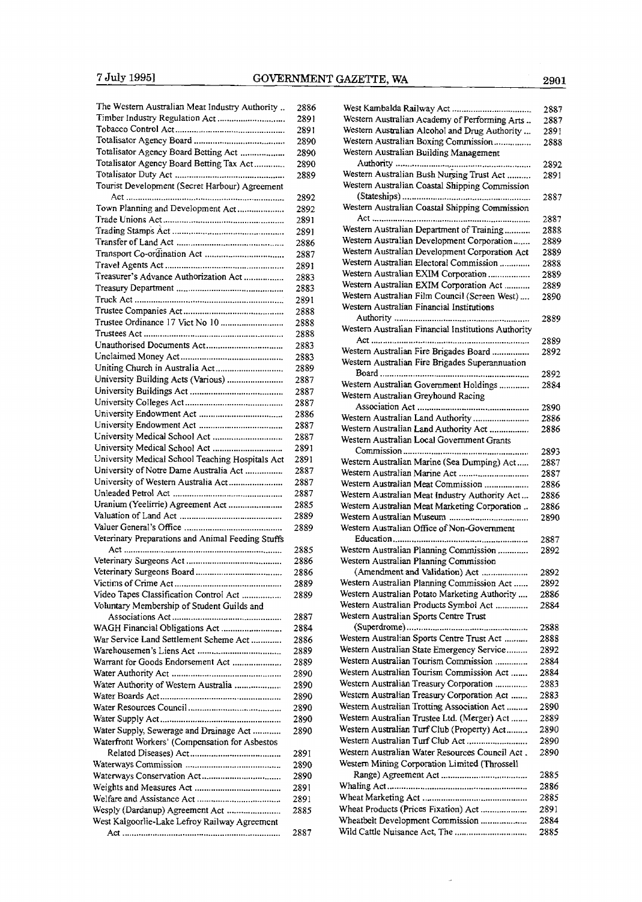| | |
|---|---|
| The Western Australian Meat Industry Authority .. | 2886 |
| Timber Industry Regulation Act | 2891 |
| Tobacco Control Act | 2891 |
| Totalisator Agency Board | 2890 |
| Totalisator Agency Board Betting Act | 2890 |
| Totalisator Agency Board Betting Tax Act | 2890 |
| Totalisator Duty Act | 2889 |
| Tourist Development (Secret Harbour) Agreement Act | 2892 |
| Town Planning and Development Act | 2892 |
| Trade Unions Act | 2891 |
| Trading Stamps Act | 2891 |
| Transfer of Land Act | 2886 |
| Transport Co-ordination Act | 2887 |
| Travel Agents Act | 2891 |
| Treasurer's Advance Authorization Act | 2883 |
| Treasury Department | 2883 |
| Truck Act | 2891 |
| Trustee Companies Act | 2888 |
| Trustee Ordinance 17 Vict No 10 | 2888 |
| Trustees Act | 2888 |
| Unauthorised Documents Act | 2883 |
| Unclaimed Money Act | 2883 |
| Uniting Church in Australia Act | 2889 |
| University Building Acts (Various) | 2887 |
| University Buildings Act | 2887 |
| University Colleges Act | 2887 |
| University Endowment Act | 2886 |
| University Endowment Act | 2887 |
| University Medical School Act | 2887 |
| University Medical School Act | 2891 |
| University Medical School Teaching Hospitals Act | 2891 |
| University of Notre Dame Australia Act | 2887 |
| University of Western Australia Act | 2887 |
| Unleaded Petrol Act | 2887 |
| Uranium (Yeelirrie) Agreement Act | 2885 |
| Valuation of Land Act | 2889 |
| Valuer General's Office | 2889 |
| Veterinary Preparations and Animal Feeding Stuffs Act | 2885 |
| Veterinary Surgeons Act | 2886 |
| Veterinary Surgeons Board | 2886 |
| Victims of Crime Act | 2889 |
| Video Tapes Classification Control Act | 2889 |
| Voluntary Membership of Student Guilds and Associations Act | 2887 |
| WAGH Financial Obligations Act | 2884 |
| War Service Land Settlement Scheme Act | 2886 |
| Warehousemen's Liens Act | 2889 |
| Warrant for Goods Endorsement Act | 2889 |
| Water Authority Act | 2890 |
| Water Authority of Western Australia | 2890 |
| Water Boards Act | 2890 |
| Water Resources Council | 2890 |
| Water Supply Act | 2890 |
| Water Supply, Sewerage and Drainage Act | 2890 |
| Waterfront Workers' (Compensation for Asbestos Related Diseases) Act | 2891 |
| Waterways Commission | 2890 |
| Waterways Conservation Act | 2890 |
| Weights and Measures Act | 2891 |
| Welfare and Assistance Act | 2891 |
| Wesply (Dardanup) Agreement Act | 2885 |
| West Kalgoorlie-Lake Lefroy Railway Agreement Act | 2887 |
| West Kambalda Railway Act | 2887 |
| Western Australian Academy of Performing Arts .. | 2887 |
| Western Australian Alcohol and Drug Authority ... | 2891 |
| Western Australian Boxing Commission | 2888 |
| Western Australian Building Management Authority | 2892 |
| Western Australian Bush Nursing Trust Act | 2891 |
| Western Australian Coastal Shipping Commission (Stateships) | 2887 |
| Western Australian Coastal Shipping Commission Act | 2887 |
| Western Australian Department of Training | 2888 |
| Western Australian Development Corporation | 2889 |
| Western Australian Development Corporation Act | 2889 |
| Western Australian Electoral Commission | 2888 |
| Western Australian EXIM Corporation | 2889 |
| Western Australian EXIM Corporation Act | 2889 |
| Western Australian Film Council (Screen West) | 2890 |
| Western Australian Financial Institutions Authority | 2889 |
| Western Australian Financial Institutions Authority Act | 2889 |
| Western Australian Fire Brigades Board | 2892 |
| Western Australian Fire Brigades Superannuation Board | 2892 |
| Western Australian Government Holdings | 2884 |
| Western Australian Greyhound Racing Association Act | 2890 |
| Western Australian Land Authority | 2886 |
| Western Australian Land Authority Act | 2886 |
| Western Australian Local Government Grants Commission | 2893 |
| Western Australian Marine (Sea Dumping) Act | 2887 |
| Western Australian Marine Act | 2887 |
| Western Australian Meat Commission | 2886 |
| Western Australian Meat Industry Authority Act | 2886 |
| Western Australian Meat Marketing Corporation .. | 2886 |
| Western Australian Museum | 2890 |
| Western Australian Office of Non-Government Education | 2887 |
| Western Australian Planning Commission | 2892 |
| Western Australian Planning Commission (Amendment and Validation) Act | 2892 |
| Western Australian Planning Commission Act | 2892 |
| Western Australian Potato Marketing Authority | 2886 |
| Western Australian Products Symbol Act | 2884 |
| Western Australian Sports Centre Trust (Superdrome) | 2888 |
| Western Australian Sports Centre Trust Act | 2888 |
| Western Australian State Emergency Service | 2892 |
| Western Australian Tourism Commission | 2884 |
| Western Australian Tourism Commission Act | 2884 |
| Western Australian Treasury Corporation | 2883 |
| Western Australian Treasury Corporation Act | 2883 |
| Western Australian Trotting Association Act | 2890 |
| Western Australian Trustee Ltd. (Merger) Act | 2889 |
| Western Australian Turf Club (Property) Act | 2890 |
| Western Australian Turf Club Act | 2890 |
| Western Australian Water Resources Council Act . | 2890 |
| Western Mining Corporation Limited (Throssell Range) Agreement Act | 2885 |
| Whaling Act | 2886 |
| Wheat Marketing Act | 2885 |
| Wheat Products (Prices Fixation) Act | 2891 |
| Wheatbelt Development Commission | 2884 |
| Wild Cattle Nuisance Act, The | 2885 |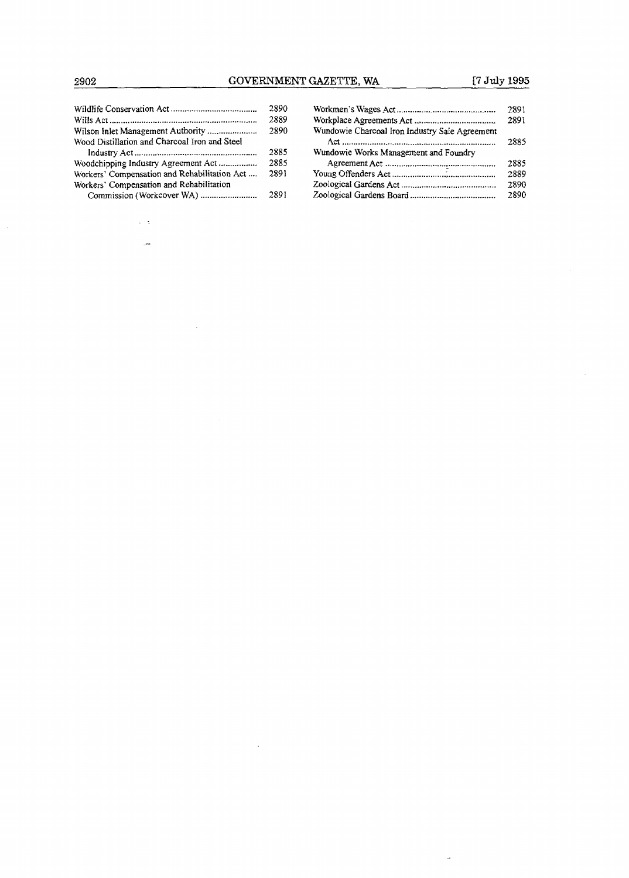| | |
|---|---|
| Wildlife Conservation Act | 2890 |
| Wills Act | 2889 |
| Wilson Inlet Management Authority | 2890 |
| Wood Distillation and Charcoal Iron and Steel Industry Act | 2885 |
| Woodchipping Industry Agreement Act | 2885 |
| Workers' Compensation and Rehabilitation Act | 2891 |
| Workers' Compensation and Rehabilitation Commission (Workcover WA) | 2891 |
| Workmen's Wages Act | 2891 |
| Workplace Agreements Act | 2891 |
| Wundowie Charcoal Iron Industry Sale Agreement Act | 2885 |
| Wundowie Works Management and Foundry Agreement Act | 2885 |
| Young Offenders Act | 2889 |
| Zoological Gardens Act | 2890 |
| Zoological Gardens Board | 2890 |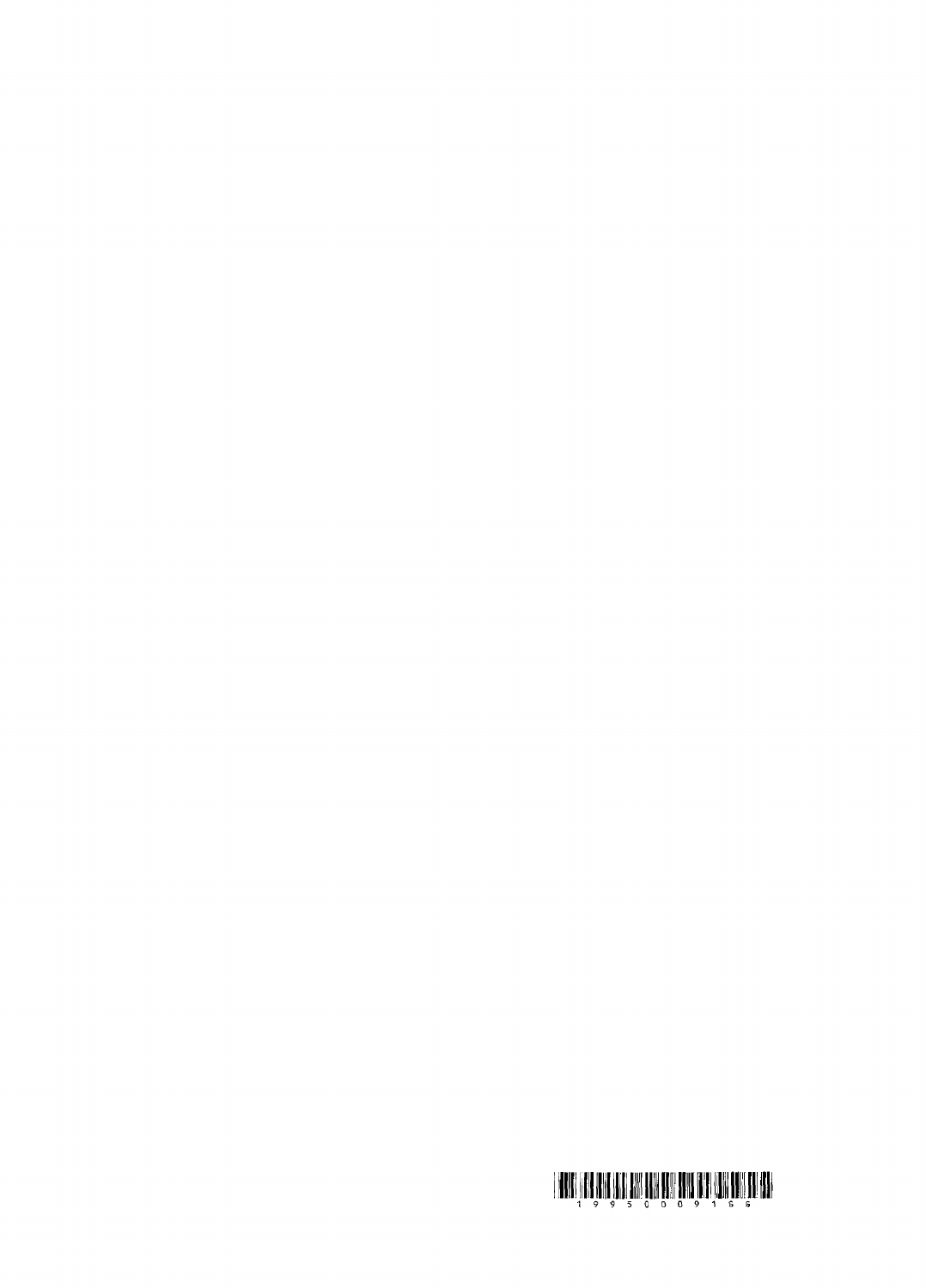1 9 9 5 0 0 0 9 1 6 6